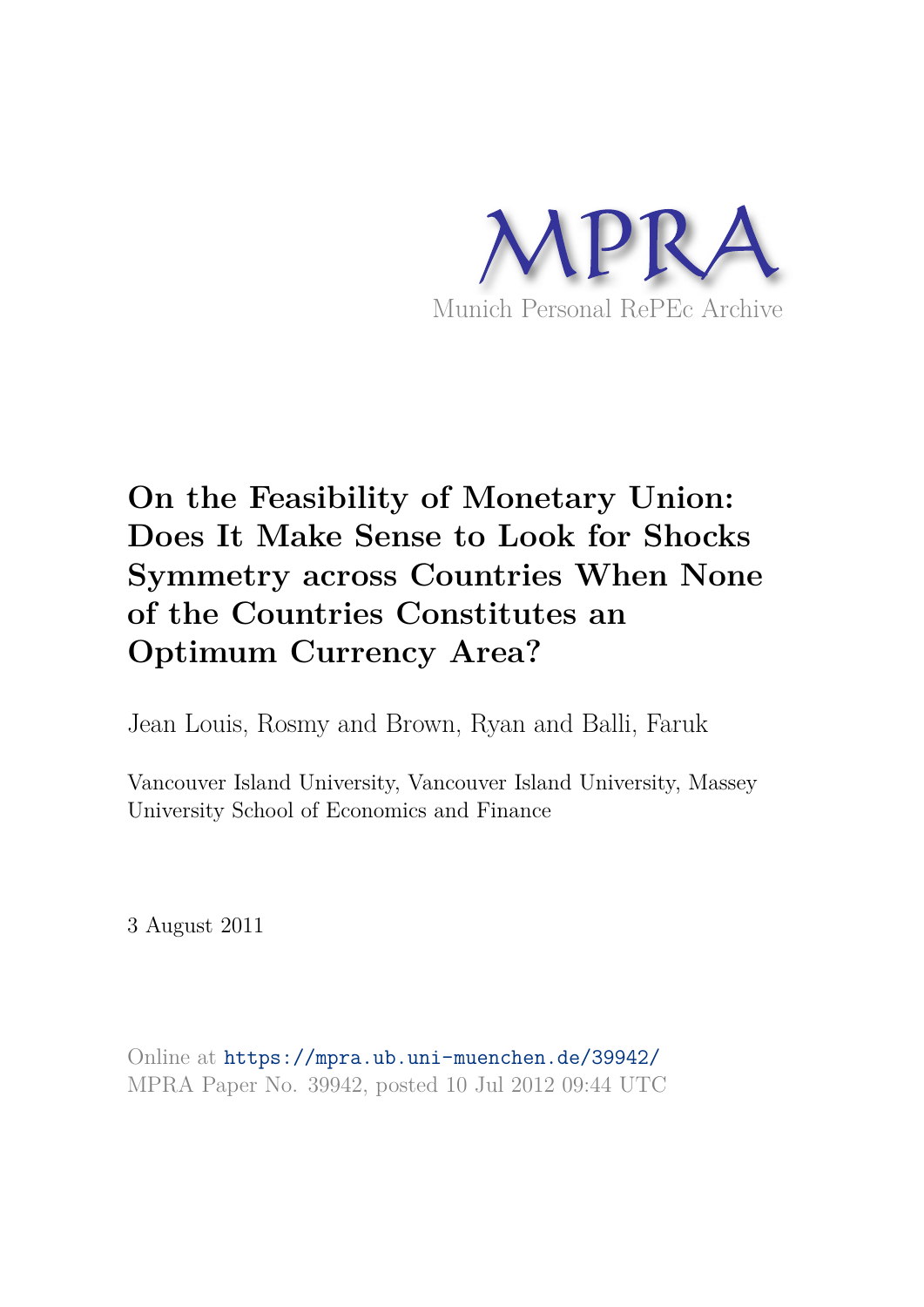MPRA

Munich Personal RePEc Archive

# On the Feasibility of Monetary Union: Does It Make Sense to Look for Shocks Symmetry across Countries When None of the Countries Constitutes an Optimum Currency Area?

Jean Louis, Rosmy and Brown, Ryan and Balli, Faruk

Vancouver Island University, Vancouver Island University, Massey University School of Economics and Finance

3 August 2011

Online at https://mpra.ub.uni-muenchen.de/39942/
MPRA Paper No. 39942, posted 10 Jul 2012 09:44 UTC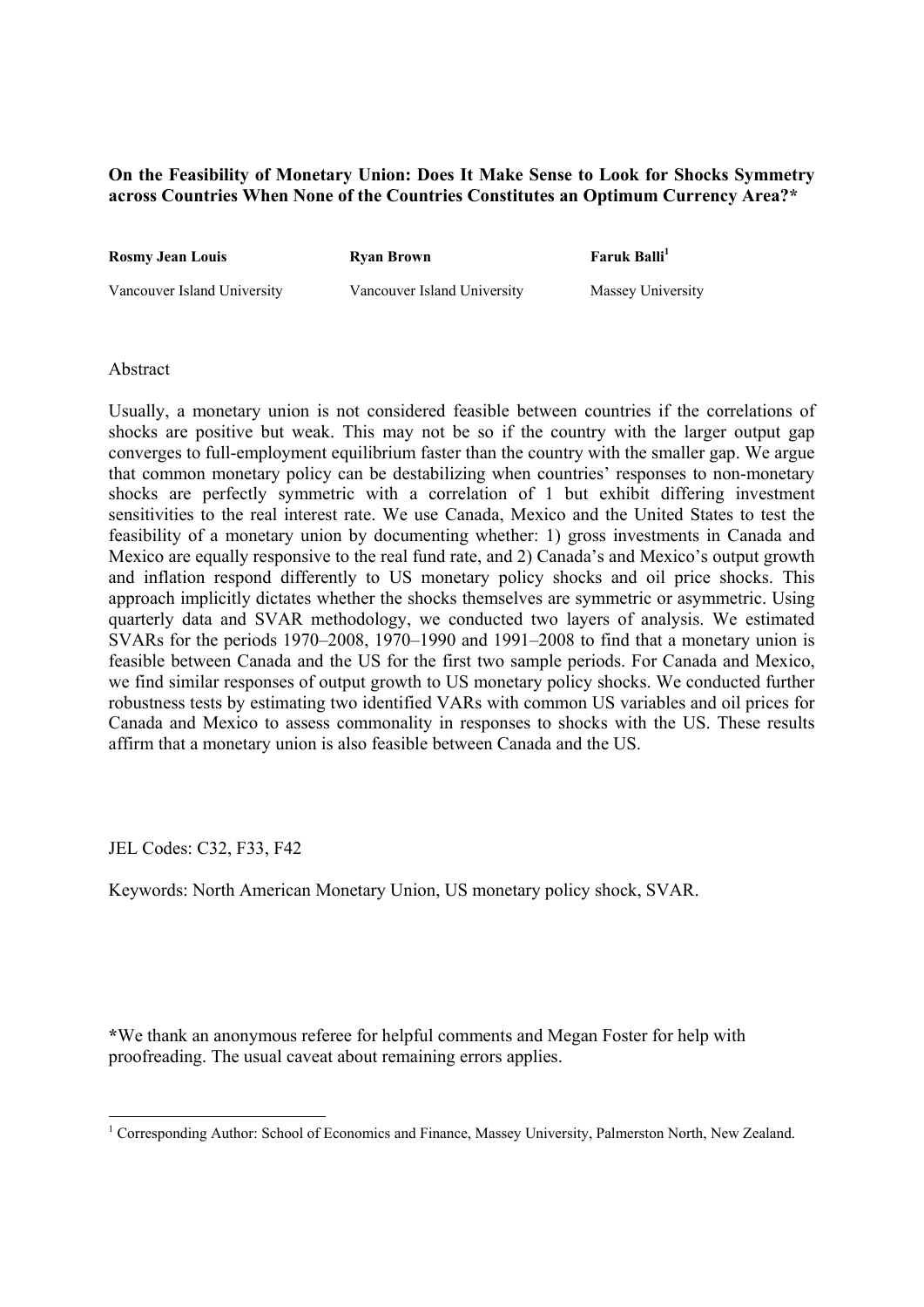**On the Feasibility of Monetary Union: Does It Make Sense to Look for Shocks Symmetry across Countries When None of the Countries Constitutes an Optimum Currency Area?***

| **Rosmy Jean Louis** | **Ryan Brown** | **Faruk Balli**[1] |
|---|---|---|
| Vancouver Island University | Vancouver Island University | Massey University |

Abstract

Usually, a monetary union is not considered feasible between countries if the correlations of shocks are positive but weak. This may not be so if the country with the larger output gap converges to full-employment equilibrium faster than the country with the smaller gap. We argue that common monetary policy can be destabilizing when countries' responses to non-monetary shocks are perfectly symmetric with a correlation of 1 but exhibit differing investment sensitivities to the real interest rate. We use Canada, Mexico and the United States to test the feasibility of a monetary union by documenting whether: 1) gross investments in Canada and Mexico are equally responsive to the real fund rate, and 2) Canada's and Mexico's output growth and inflation respond differently to US monetary policy shocks and oil price shocks. This approach implicitly dictates whether the shocks themselves are symmetric or asymmetric. Using quarterly data and SVAR methodology, we conducted two layers of analysis. We estimated SVARs for the periods 1970–2008, 1970–1990 and 1991–2008 to find that a monetary union is feasible between Canada and the US for the first two sample periods. For Canada and Mexico, we find similar responses of output growth to US monetary policy shocks. We conducted further robustness tests by estimating two identified VARs with common US variables and oil prices for Canada and Mexico to assess commonality in responses to shocks with the US. These results affirm that a monetary union is also feasible between Canada and the US.

JEL Codes: C32, F33, F42

Keywords: North American Monetary Union, US monetary policy shock, SVAR.

*We thank an anonymous referee for helpful comments and Megan Foster for help with proofreading. The usual caveat about remaining errors applies.

[1] Corresponding Author: School of Economics and Finance, Massey University, Palmerston North, New Zealand.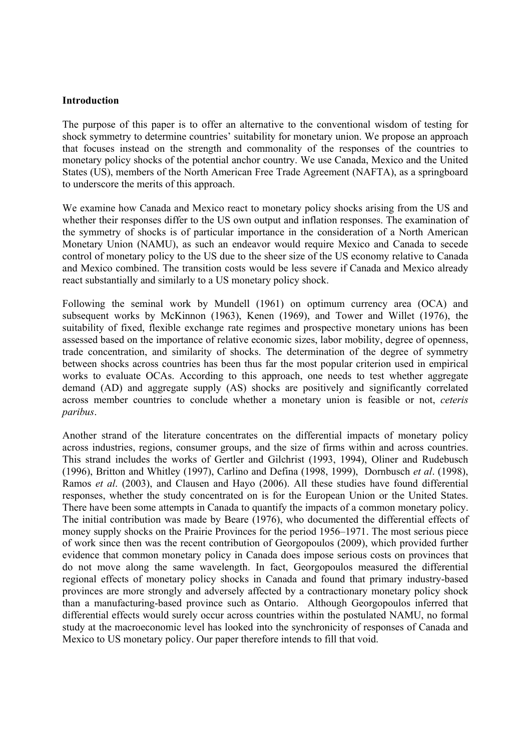## Introduction

The purpose of this paper is to offer an alternative to the conventional wisdom of testing for shock symmetry to determine countries' suitability for monetary union. We propose an approach that focuses instead on the strength and commonality of the responses of the countries to monetary policy shocks of the potential anchor country. We use Canada, Mexico and the United States (US), members of the North American Free Trade Agreement (NAFTA), as a springboard to underscore the merits of this approach.

We examine how Canada and Mexico react to monetary policy shocks arising from the US and whether their responses differ to the US own output and inflation responses. The examination of the symmetry of shocks is of particular importance in the consideration of a North American Monetary Union (NAMU), as such an endeavor would require Mexico and Canada to secede control of monetary policy to the US due to the sheer size of the US economy relative to Canada and Mexico combined. The transition costs would be less severe if Canada and Mexico already react substantially and similarly to a US monetary policy shock.

Following the seminal work by Mundell (1961) on optimum currency area (OCA) and subsequent works by McKinnon (1963), Kenen (1969), and Tower and Willet (1976), the suitability of fixed, flexible exchange rate regimes and prospective monetary unions has been assessed based on the importance of relative economic sizes, labor mobility, degree of openness, trade concentration, and similarity of shocks. The determination of the degree of symmetry between shocks across countries has been thus far the most popular criterion used in empirical works to evaluate OCAs. According to this approach, one needs to test whether aggregate demand (AD) and aggregate supply (AS) shocks are positively and significantly correlated across member countries to conclude whether a monetary union is feasible or not, *ceteris paribus*.

Another strand of the literature concentrates on the differential impacts of monetary policy across industries, regions, consumer groups, and the size of firms within and across countries. This strand includes the works of Gertler and Gilchrist (1993, 1994), Oliner and Rudebusch (1996), Britton and Whitley (1997), Carlino and Defina (1998, 1999), Dornbusch *et al*. (1998), Ramos *et al*. (2003), and Clausen and Hayo (2006). All these studies have found differential responses, whether the study concentrated on is for the European Union or the United States. There have been some attempts in Canada to quantify the impacts of a common monetary policy. The initial contribution was made by Beare (1976), who documented the differential effects of money supply shocks on the Prairie Provinces for the period 1956–1971. The most serious piece of work since then was the recent contribution of Georgopoulos (2009), which provided further evidence that common monetary policy in Canada does impose serious costs on provinces that do not move along the same wavelength. In fact, Georgopoulos measured the differential regional effects of monetary policy shocks in Canada and found that primary industry-based provinces are more strongly and adversely affected by a contractionary monetary policy shock than a manufacturing-based province such as Ontario. Although Georgopoulos inferred that differential effects would surely occur across countries within the postulated NAMU, no formal study at the macroeconomic level has looked into the synchronicity of responses of Canada and Mexico to US monetary policy. Our paper therefore intends to fill that void.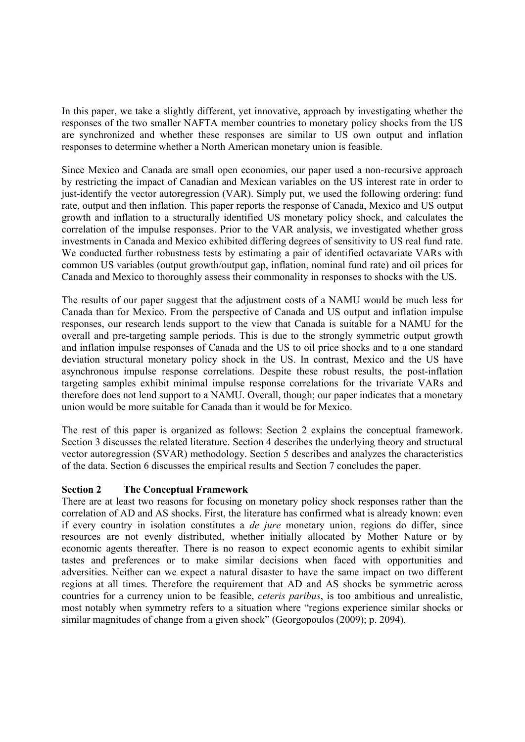In this paper, we take a slightly different, yet innovative, approach by investigating whether the responses of the two smaller NAFTA member countries to monetary policy shocks from the US are synchronized and whether these responses are similar to US own output and inflation responses to determine whether a North American monetary union is feasible.

Since Mexico and Canada are small open economies, our paper used a non-recursive approach by restricting the impact of Canadian and Mexican variables on the US interest rate in order to just-identify the vector autoregression (VAR). Simply put, we used the following ordering: fund rate, output and then inflation. This paper reports the response of Canada, Mexico and US output growth and inflation to a structurally identified US monetary policy shock, and calculates the correlation of the impulse responses. Prior to the VAR analysis, we investigated whether gross investments in Canada and Mexico exhibited differing degrees of sensitivity to US real fund rate. We conducted further robustness tests by estimating a pair of identified octavariate VARs with common US variables (output growth/output gap, inflation, nominal fund rate) and oil prices for Canada and Mexico to thoroughly assess their commonality in responses to shocks with the US.

The results of our paper suggest that the adjustment costs of a NAMU would be much less for Canada than for Mexico. From the perspective of Canada and US output and inflation impulse responses, our research lends support to the view that Canada is suitable for a NAMU for the overall and pre-targeting sample periods. This is due to the strongly symmetric output growth and inflation impulse responses of Canada and the US to oil price shocks and to a one standard deviation structural monetary policy shock in the US. In contrast, Mexico and the US have asynchronous impulse response correlations. Despite these robust results, the post-inflation targeting samples exhibit minimal impulse response correlations for the trivariate VARs and therefore does not lend support to a NAMU. Overall, though; our paper indicates that a monetary union would be more suitable for Canada than it would be for Mexico.

The rest of this paper is organized as follows: Section 2 explains the conceptual framework. Section 3 discusses the related literature. Section 4 describes the underlying theory and structural vector autoregression (SVAR) methodology. Section 5 describes and analyzes the characteristics of the data. Section 6 discusses the empirical results and Section 7 concludes the paper.

## Section 2 The Conceptual Framework

There are at least two reasons for focusing on monetary policy shock responses rather than the correlation of AD and AS shocks. First, the literature has confirmed what is already known: even if every country in isolation constitutes a *de jure* monetary union, regions do differ, since resources are not evenly distributed, whether initially allocated by Mother Nature or by economic agents thereafter. There is no reason to expect economic agents to exhibit similar tastes and preferences or to make similar decisions when faced with opportunities and adversities. Neither can we expect a natural disaster to have the same impact on two different regions at all times. Therefore the requirement that AD and AS shocks be symmetric across countries for a currency union to be feasible, *ceteris paribus*, is too ambitious and unrealistic, most notably when symmetry refers to a situation where "regions experience similar shocks or similar magnitudes of change from a given shock" (Georgopoulos (2009); p. 2094).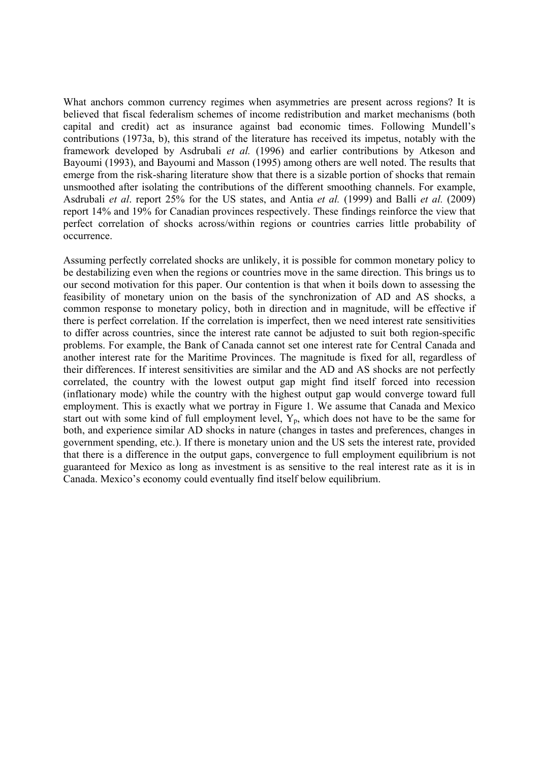What anchors common currency regimes when asymmetries are present across regions? It is believed that fiscal federalism schemes of income redistribution and market mechanisms (both capital and credit) act as insurance against bad economic times. Following Mundell's contributions (1973a, b), this strand of the literature has received its impetus, notably with the framework developed by Asdrubali *et al.* (1996) and earlier contributions by Atkeson and Bayoumi (1993), and Bayoumi and Masson (1995) among others are well noted. The results that emerge from the risk-sharing literature show that there is a sizable portion of shocks that remain unsmoothed after isolating the contributions of the different smoothing channels. For example, Asdrubali *et al*. report 25% for the US states, and Antia *et al.* (1999) and Balli *et al.* (2009) report 14% and 19% for Canadian provinces respectively. These findings reinforce the view that perfect correlation of shocks across/within regions or countries carries little probability of occurrence.

Assuming perfectly correlated shocks are unlikely, it is possible for common monetary policy to be destabilizing even when the regions or countries move in the same direction. This brings us to our second motivation for this paper. Our contention is that when it boils down to assessing the feasibility of monetary union on the basis of the synchronization of AD and AS shocks, a common response to monetary policy, both in direction and in magnitude, will be effective if there is perfect correlation. If the correlation is imperfect, then we need interest rate sensitivities to differ across countries, since the interest rate cannot be adjusted to suit both region-specific problems. For example, the Bank of Canada cannot set one interest rate for Central Canada and another interest rate for the Maritime Provinces. The magnitude is fixed for all, regardless of their differences. If interest sensitivities are similar and the AD and AS shocks are not perfectly correlated, the country with the lowest output gap might find itself forced into recession (inflationary mode) while the country with the highest output gap would converge toward full employment. This is exactly what we portray in Figure 1. We assume that Canada and Mexico start out with some kind of full employment level, $Y_p$, which does not have to be the same for both, and experience similar AD shocks in nature (changes in tastes and preferences, changes in government spending, etc.). If there is monetary union and the US sets the interest rate, provided that there is a difference in the output gaps, convergence to full employment equilibrium is not guaranteed for Mexico as long as investment is as sensitive to the real interest rate as it is in Canada. Mexico's economy could eventually find itself below equilibrium.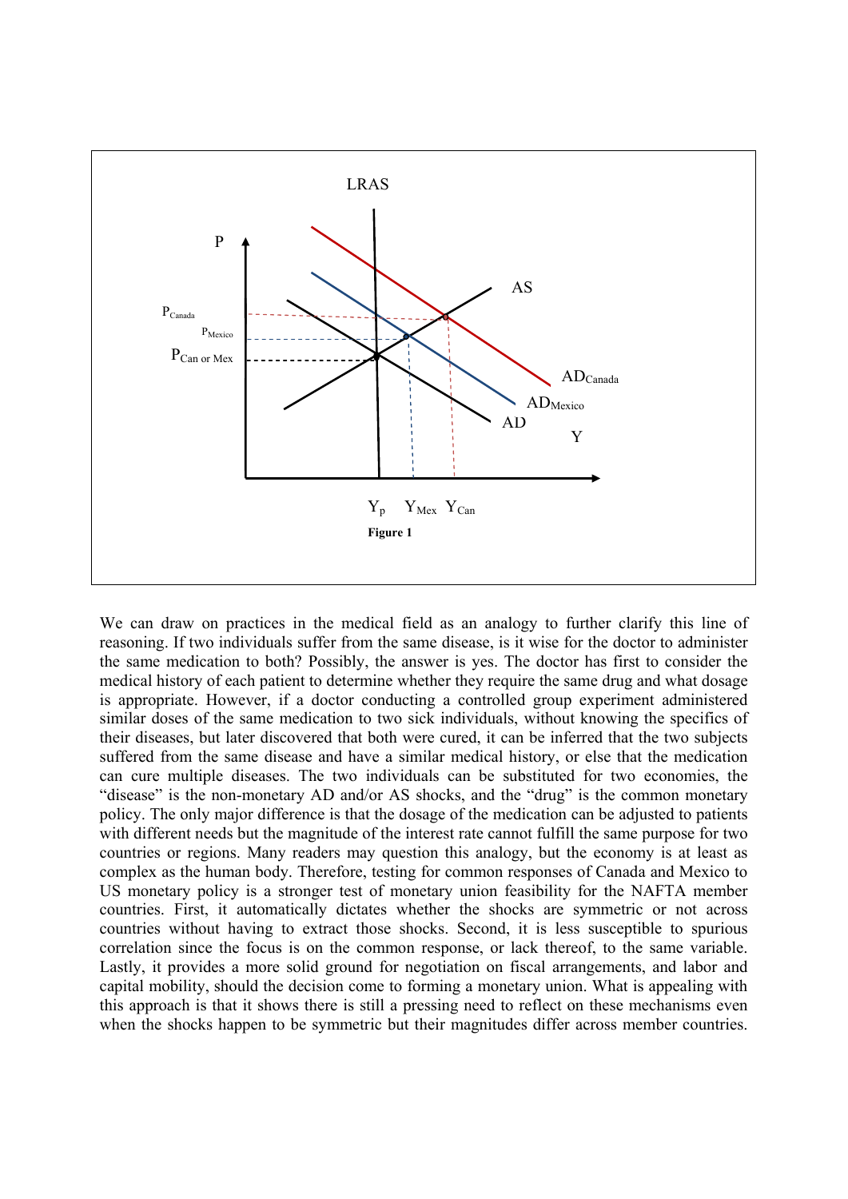**Figure 1**

We can draw on practices in the medical field as an analogy to further clarify this line of reasoning. If two individuals suffer from the same disease, is it wise for the doctor to administer the same medication to both? Possibly, the answer is yes. The doctor has first to consider the medical history of each patient to determine whether they require the same drug and what dosage is appropriate. However, if a doctor conducting a controlled group experiment administered similar doses of the same medication to two sick individuals, without knowing the specifics of their diseases, but later discovered that both were cured, it can be inferred that the two subjects suffered from the same disease and have a similar medical history, or else that the medication can cure multiple diseases. The two individuals can be substituted for two economies, the "disease" is the non-monetary AD and/or AS shocks, and the "drug" is the common monetary policy. The only major difference is that the dosage of the medication can be adjusted to patients with different needs but the magnitude of the interest rate cannot fulfill the same purpose for two countries or regions. Many readers may question this analogy, but the economy is at least as complex as the human body. Therefore, testing for common responses of Canada and Mexico to US monetary policy is a stronger test of monetary union feasibility for the NAFTA member countries. First, it automatically dictates whether the shocks are symmetric or not across countries without having to extract those shocks. Second, it is less susceptible to spurious correlation since the focus is on the common response, or lack thereof, to the same variable. Lastly, it provides a more solid ground for negotiation on fiscal arrangements, and labor and capital mobility, should the decision come to forming a monetary union. What is appealing with this approach is that it shows there is still a pressing need to reflect on these mechanisms even when the shocks happen to be symmetric but their magnitudes differ across member countries.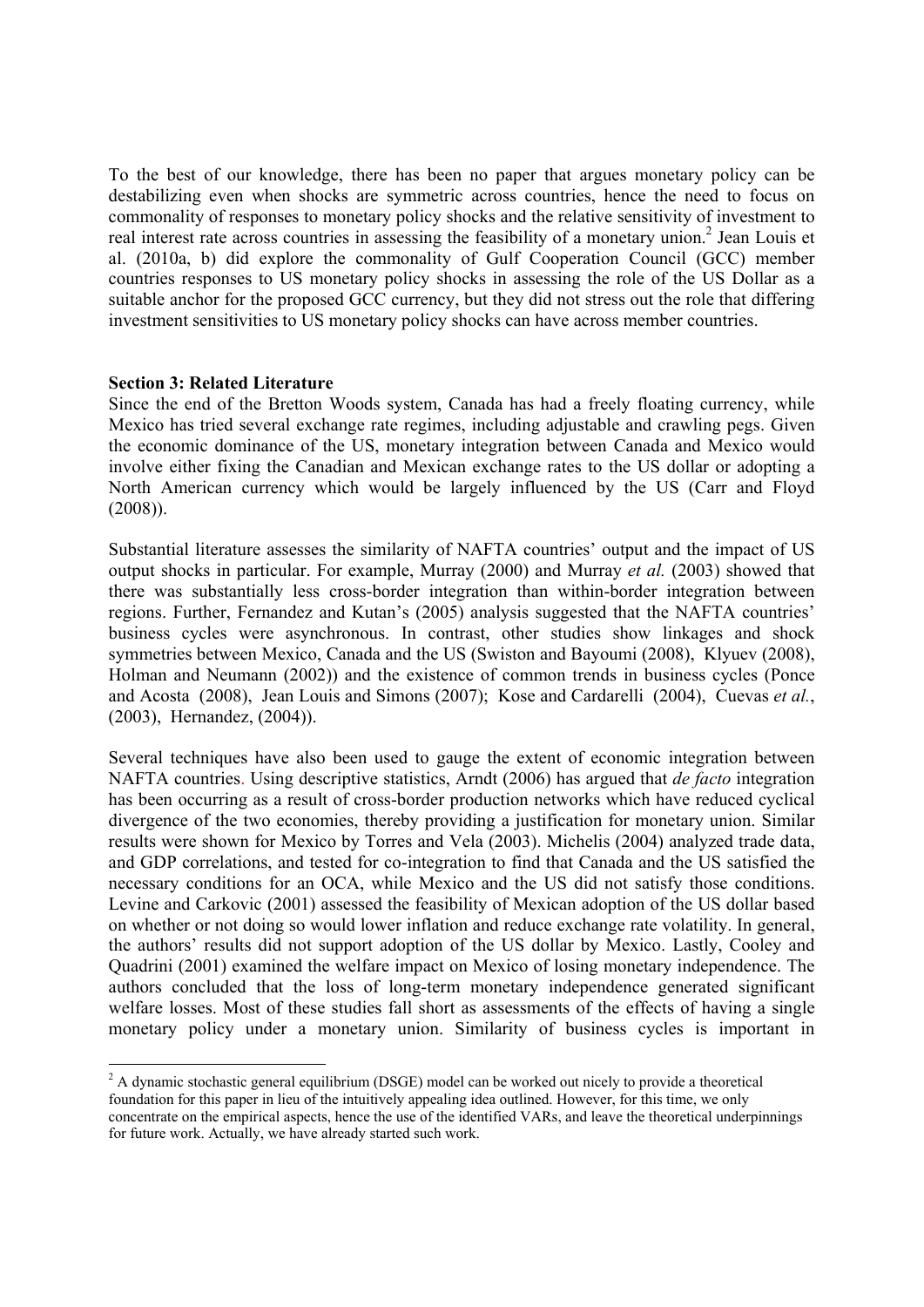To the best of our knowledge, there has been no paper that argues monetary policy can be destabilizing even when shocks are symmetric across countries, hence the need to focus on commonality of responses to monetary policy shocks and the relative sensitivity of investment to real interest rate across countries in assessing the feasibility of a monetary union.[2] Jean Louis et al. (2010a, b) did explore the commonality of Gulf Cooperation Council (GCC) member countries responses to US monetary policy shocks in assessing the role of the US Dollar as a suitable anchor for the proposed GCC currency, but they did not stress out the role that differing investment sensitivities to US monetary policy shocks can have across member countries.

**Section 3: Related Literature**

Since the end of the Bretton Woods system, Canada has had a freely floating currency, while Mexico has tried several exchange rate regimes, including adjustable and crawling pegs. Given the economic dominance of the US, monetary integration between Canada and Mexico would involve either fixing the Canadian and Mexican exchange rates to the US dollar or adopting a North American currency which would be largely influenced by the US (Carr and Floyd (2008)).

Substantial literature assesses the similarity of NAFTA countries' output and the impact of US output shocks in particular. For example, Murray (2000) and Murray *et al.* (2003) showed that there was substantially less cross-border integration than within-border integration between regions. Further, Fernandez and Kutan's (2005) analysis suggested that the NAFTA countries' business cycles were asynchronous. In contrast, other studies show linkages and shock symmetries between Mexico, Canada and the US (Swiston and Bayoumi (2008), Klyuev (2008), Holman and Neumann (2002)) and the existence of common trends in business cycles (Ponce and Acosta (2008), Jean Louis and Simons (2007); Kose and Cardarelli (2004), Cuevas *et al.*, (2003), Hernandez, (2004)).

Several techniques have also been used to gauge the extent of economic integration between NAFTA countries. Using descriptive statistics, Arndt (2006) has argued that *de facto* integration has been occurring as a result of cross-border production networks which have reduced cyclical divergence of the two economies, thereby providing a justification for monetary union. Similar results were shown for Mexico by Torres and Vela (2003). Michelis (2004) analyzed trade data, and GDP correlations, and tested for co-integration to find that Canada and the US satisfied the necessary conditions for an OCA, while Mexico and the US did not satisfy those conditions. Levine and Carkovic (2001) assessed the feasibility of Mexican adoption of the US dollar based on whether or not doing so would lower inflation and reduce exchange rate volatility. In general, the authors' results did not support adoption of the US dollar by Mexico. Lastly, Cooley and Quadrini (2001) examined the welfare impact on Mexico of losing monetary independence. The authors concluded that the loss of long-term monetary independence generated significant welfare losses. Most of these studies fall short as assessments of the effects of having a single monetary policy under a monetary union. Similarity of business cycles is important in

[2] A dynamic stochastic general equilibrium (DSGE) model can be worked out nicely to provide a theoretical foundation for this paper in lieu of the intuitively appealing idea outlined. However, for this time, we only concentrate on the empirical aspects, hence the use of the identified VARs, and leave the theoretical underpinnings for future work. Actually, we have already started such work.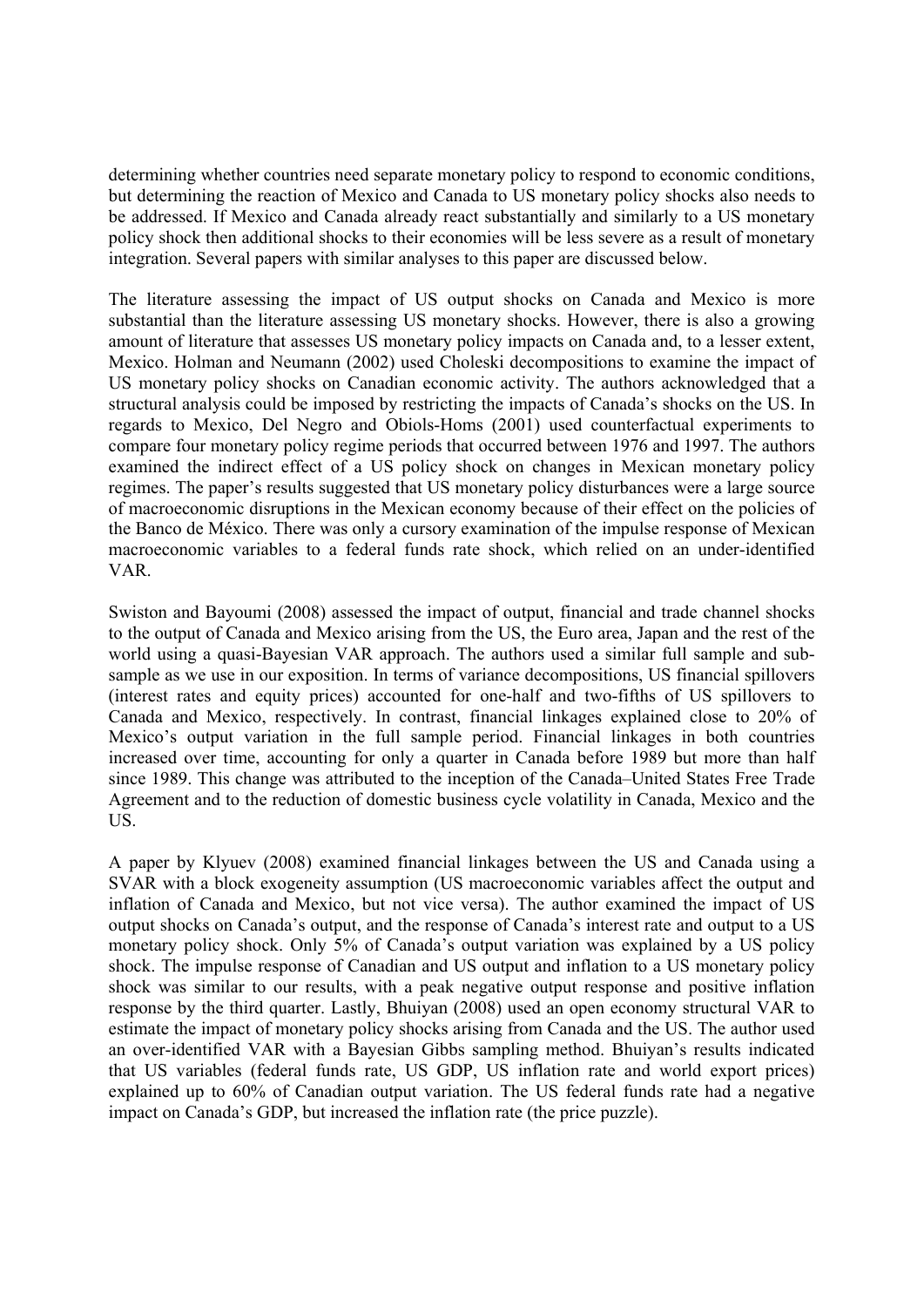determining whether countries need separate monetary policy to respond to economic conditions, but determining the reaction of Mexico and Canada to US monetary policy shocks also needs to be addressed. If Mexico and Canada already react substantially and similarly to a US monetary policy shock then additional shocks to their economies will be less severe as a result of monetary integration. Several papers with similar analyses to this paper are discussed below.

The literature assessing the impact of US output shocks on Canada and Mexico is more substantial than the literature assessing US monetary shocks. However, there is also a growing amount of literature that assesses US monetary policy impacts on Canada and, to a lesser extent, Mexico. Holman and Neumann (2002) used Choleski decompositions to examine the impact of US monetary policy shocks on Canadian economic activity. The authors acknowledged that a structural analysis could be imposed by restricting the impacts of Canada's shocks on the US. In regards to Mexico, Del Negro and Obiols-Homs (2001) used counterfactual experiments to compare four monetary policy regime periods that occurred between 1976 and 1997. The authors examined the indirect effect of a US policy shock on changes in Mexican monetary policy regimes. The paper's results suggested that US monetary policy disturbances were a large source of macroeconomic disruptions in the Mexican economy because of their effect on the policies of the Banco de México. There was only a cursory examination of the impulse response of Mexican macroeconomic variables to a federal funds rate shock, which relied on an under-identified VAR.

Swiston and Bayoumi (2008) assessed the impact of output, financial and trade channel shocks to the output of Canada and Mexico arising from the US, the Euro area, Japan and the rest of the world using a quasi-Bayesian VAR approach. The authors used a similar full sample and sub-sample as we use in our exposition. In terms of variance decompositions, US financial spillovers (interest rates and equity prices) accounted for one-half and two-fifths of US spillovers to Canada and Mexico, respectively. In contrast, financial linkages explained close to 20% of Mexico's output variation in the full sample period. Financial linkages in both countries increased over time, accounting for only a quarter in Canada before 1989 but more than half since 1989. This change was attributed to the inception of the Canada–United States Free Trade Agreement and to the reduction of domestic business cycle volatility in Canada, Mexico and the US.

A paper by Klyuev (2008) examined financial linkages between the US and Canada using a SVAR with a block exogeneity assumption (US macroeconomic variables affect the output and inflation of Canada and Mexico, but not vice versa). The author examined the impact of US output shocks on Canada's output, and the response of Canada's interest rate and output to a US monetary policy shock. Only 5% of Canada's output variation was explained by a US policy shock. The impulse response of Canadian and US output and inflation to a US monetary policy shock was similar to our results, with a peak negative output response and positive inflation response by the third quarter. Lastly, Bhuiyan (2008) used an open economy structural VAR to estimate the impact of monetary policy shocks arising from Canada and the US. The author used an over-identified VAR with a Bayesian Gibbs sampling method. Bhuiyan's results indicated that US variables (federal funds rate, US GDP, US inflation rate and world export prices) explained up to 60% of Canadian output variation. The US federal funds rate had a negative impact on Canada's GDP, but increased the inflation rate (the price puzzle).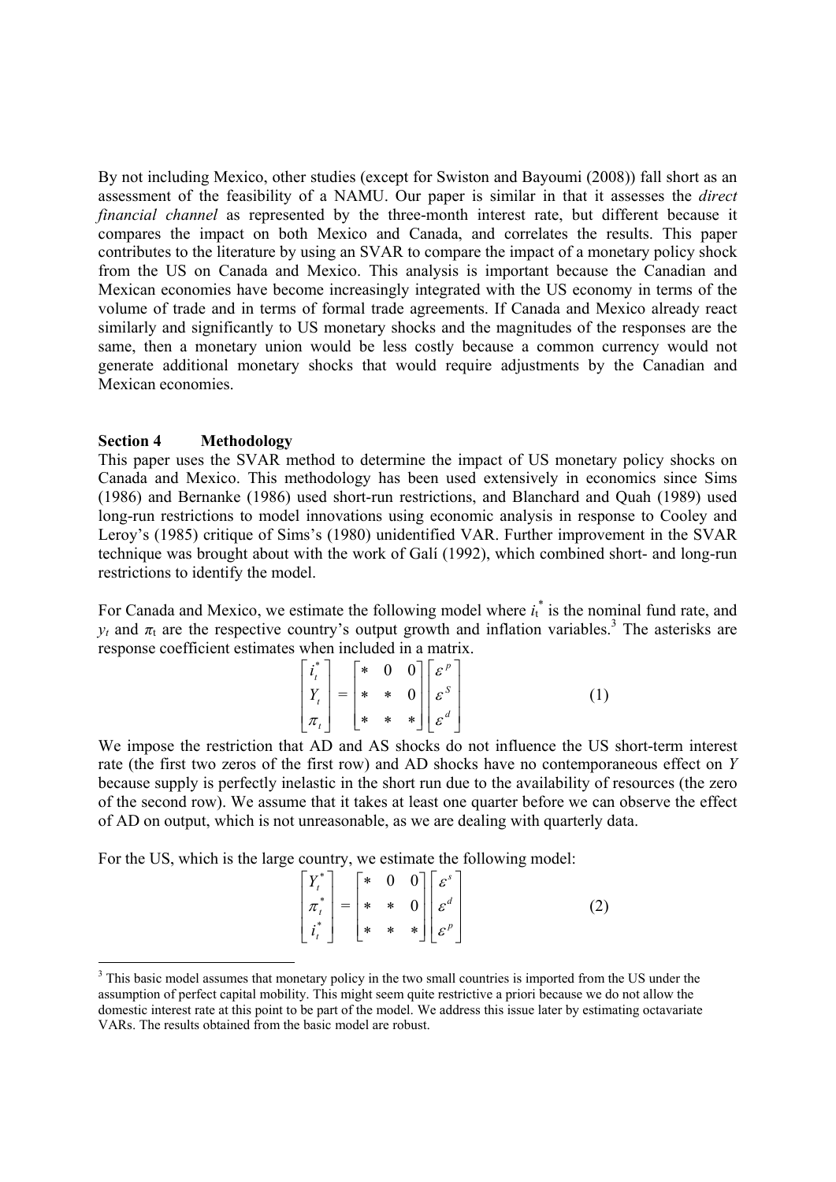By not including Mexico, other studies (except for Swiston and Bayoumi (2008)) fall short as an assessment of the feasibility of a NAMU. Our paper is similar in that it assesses the *direct financial channel* as represented by the three-month interest rate, but different because it compares the impact on both Mexico and Canada, and correlates the results. This paper contributes to the literature by using an SVAR to compare the impact of a monetary policy shock from the US on Canada and Mexico. This analysis is important because the Canadian and Mexican economies have become increasingly integrated with the US economy in terms of the volume of trade and in terms of formal trade agreements. If Canada and Mexico already react similarly and significantly to US monetary shocks and the magnitudes of the responses are the same, then a monetary union would be less costly because a common currency would not generate additional monetary shocks that would require adjustments by the Canadian and Mexican economies.

**Section 4 Methodology**

This paper uses the SVAR method to determine the impact of US monetary policy shocks on Canada and Mexico. This methodology has been used extensively in economics since Sims (1986) and Bernanke (1986) used short-run restrictions, and Blanchard and Quah (1989) used long-run restrictions to model innovations using economic analysis in response to Cooley and Leroy's (1985) critique of Sims's (1980) unidentified VAR. Further improvement in the SVAR technique was brought about with the work of Galí (1992), which combined short- and long-run restrictions to identify the model.

For Canada and Mexico, we estimate the following model where $i_t^*$ is the nominal fund rate, and $y_t$ and $\pi_t$ are the respective country's output growth and inflation variables.[3] The asterisks are response coefficient estimates when included in a matrix.

$$\begin{bmatrix} i_t^* \\ Y_t \\ \pi_t \end{bmatrix} = \begin{bmatrix} * & 0 & 0 \\ * & * & 0 \\ * & * & * \end{bmatrix} \begin{bmatrix} \varepsilon^p \\ \varepsilon^S \\ \varepsilon^d \end{bmatrix} \tag{1}$$

We impose the restriction that AD and AS shocks do not influence the US short-term interest rate (the first two zeros of the first row) and AD shocks have no contemporaneous effect on $Y$ because supply is perfectly inelastic in the short run due to the availability of resources (the zero of the second row). We assume that it takes at least one quarter before we can observe the effect of AD on output, which is not unreasonable, as we are dealing with quarterly data.

For the US, which is the large country, we estimate the following model:

$$\begin{bmatrix} Y_t^* \\ \pi_t^* \\ i_t^* \end{bmatrix} = \begin{bmatrix} * & 0 & 0 \\ * & * & 0 \\ * & * & * \end{bmatrix} \begin{bmatrix} \varepsilon^s \\ \varepsilon^d \\ \varepsilon^p \end{bmatrix} \tag{2}$$

[3] This basic model assumes that monetary policy in the two small countries is imported from the US under the assumption of perfect capital mobility. This might seem quite restrictive a priori because we do not allow the domestic interest rate at this point to be part of the model. We address this issue later by estimating octavariate VARs. The results obtained from the basic model are robust.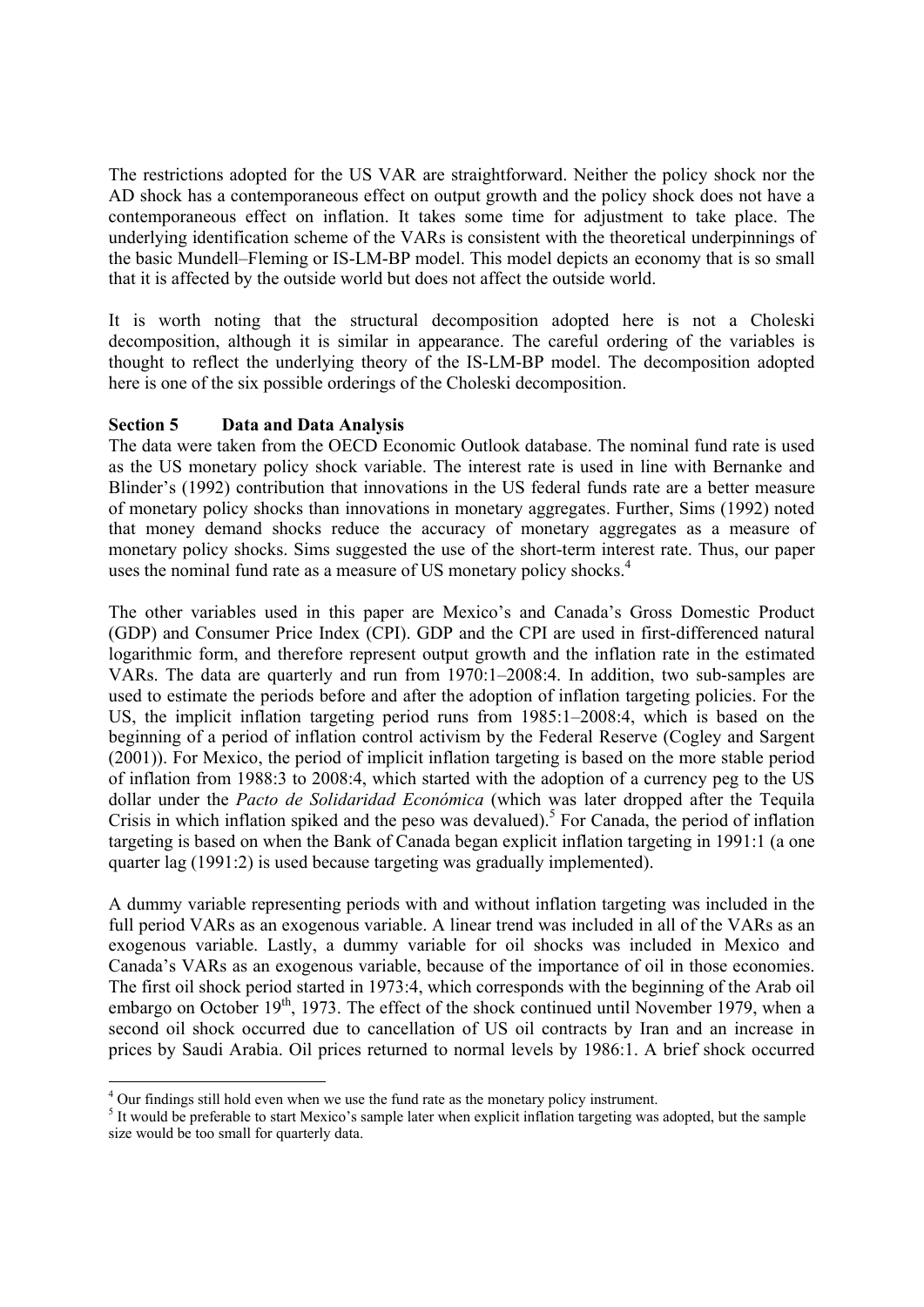The restrictions adopted for the US VAR are straightforward. Neither the policy shock nor the AD shock has a contemporaneous effect on output growth and the policy shock does not have a contemporaneous effect on inflation. It takes some time for adjustment to take place. The underlying identification scheme of the VARs is consistent with the theoretical underpinnings of the basic Mundell–Fleming or IS-LM-BP model. This model depicts an economy that is so small that it is affected by the outside world but does not affect the outside world.

It is worth noting that the structural decomposition adopted here is not a Choleski decomposition, although it is similar in appearance. The careful ordering of the variables is thought to reflect the underlying theory of the IS-LM-BP model. The decomposition adopted here is one of the six possible orderings of the Choleski decomposition.

## Section 5 Data and Data Analysis

The data were taken from the OECD Economic Outlook database. The nominal fund rate is used as the US monetary policy shock variable. The interest rate is used in line with Bernanke and Blinder's (1992) contribution that innovations in the US federal funds rate are a better measure of monetary policy shocks than innovations in monetary aggregates. Further, Sims (1992) noted that money demand shocks reduce the accuracy of monetary aggregates as a measure of monetary policy shocks. Sims suggested the use of the short-term interest rate. Thus, our paper uses the nominal fund rate as a measure of US monetary policy shocks.[4]

The other variables used in this paper are Mexico's and Canada's Gross Domestic Product (GDP) and Consumer Price Index (CPI). GDP and the CPI are used in first-differenced natural logarithmic form, and therefore represent output growth and the inflation rate in the estimated VARs. The data are quarterly and run from 1970:1–2008:4. In addition, two sub-samples are used to estimate the periods before and after the adoption of inflation targeting policies. For the US, the implicit inflation targeting period runs from 1985:1–2008:4, which is based on the beginning of a period of inflation control activism by the Federal Reserve (Cogley and Sargent (2001)). For Mexico, the period of implicit inflation targeting is based on the more stable period of inflation from 1988:3 to 2008:4, which started with the adoption of a currency peg to the US dollar under the *Pacto de Solidaridad Económica* (which was later dropped after the Tequila Crisis in which inflation spiked and the peso was devalued).[5] For Canada, the period of inflation targeting is based on when the Bank of Canada began explicit inflation targeting in 1991:1 (a one quarter lag (1991:2) is used because targeting was gradually implemented).

A dummy variable representing periods with and without inflation targeting was included in the full period VARs as an exogenous variable. A linear trend was included in all of the VARs as an exogenous variable. Lastly, a dummy variable for oil shocks was included in Mexico and Canada's VARs as an exogenous variable, because of the importance of oil in those economies. The first oil shock period started in 1973:4, which corresponds with the beginning of the Arab oil embargo on October 19th, 1973. The effect of the shock continued until November 1979, when a second oil shock occurred due to cancellation of US oil contracts by Iran and an increase in prices by Saudi Arabia. Oil prices returned to normal levels by 1986:1. A brief shock occurred

[4] Our findings still hold even when we use the fund rate as the monetary policy instrument.

[5] It would be preferable to start Mexico's sample later when explicit inflation targeting was adopted, but the sample size would be too small for quarterly data.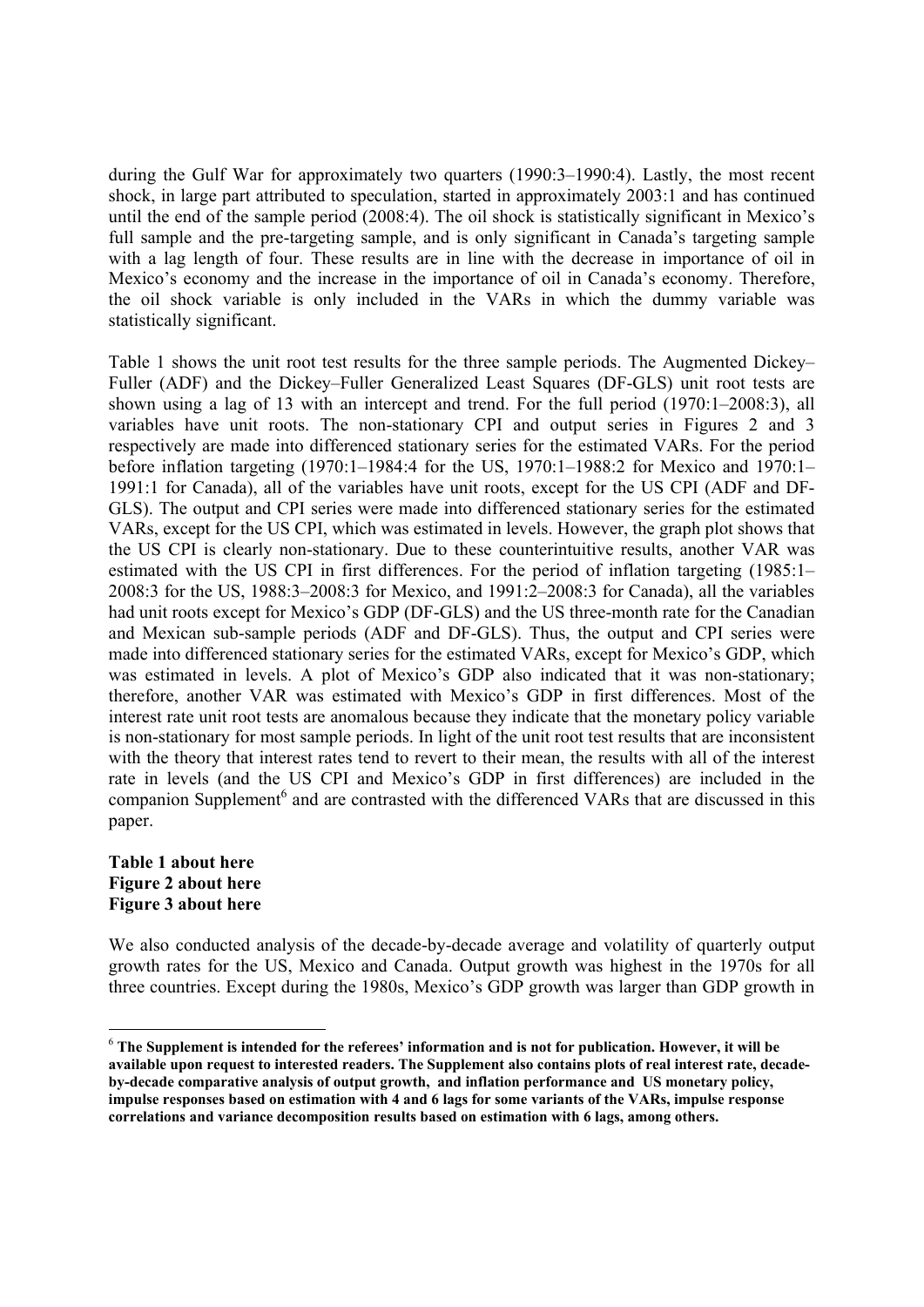during the Gulf War for approximately two quarters (1990:3–1990:4). Lastly, the most recent shock, in large part attributed to speculation, started in approximately 2003:1 and has continued until the end of the sample period (2008:4). The oil shock is statistically significant in Mexico's full sample and the pre-targeting sample, and is only significant in Canada's targeting sample with a lag length of four. These results are in line with the decrease in importance of oil in Mexico's economy and the increase in the importance of oil in Canada's economy. Therefore, the oil shock variable is only included in the VARs in which the dummy variable was statistically significant.

Table 1 shows the unit root test results for the three sample periods. The Augmented Dickey–Fuller (ADF) and the Dickey–Fuller Generalized Least Squares (DF-GLS) unit root tests are shown using a lag of 13 with an intercept and trend. For the full period (1970:1–2008:3), all variables have unit roots. The non-stationary CPI and output series in Figures 2 and 3 respectively are made into differenced stationary series for the estimated VARs. For the period before inflation targeting (1970:1–1984:4 for the US, 1970:1–1988:2 for Mexico and 1970:1–1991:1 for Canada), all of the variables have unit roots, except for the US CPI (ADF and DF-GLS). The output and CPI series were made into differenced stationary series for the estimated VARs, except for the US CPI, which was estimated in levels. However, the graph plot shows that the US CPI is clearly non-stationary. Due to these counterintuitive results, another VAR was estimated with the US CPI in first differences. For the period of inflation targeting (1985:1–2008:3 for the US, 1988:3–2008:3 for Mexico, and 1991:2–2008:3 for Canada), all the variables had unit roots except for Mexico's GDP (DF-GLS) and the US three-month rate for the Canadian and Mexican sub-sample periods (ADF and DF-GLS). Thus, the output and CPI series were made into differenced stationary series for the estimated VARs, except for Mexico's GDP, which was estimated in levels. A plot of Mexico's GDP also indicated that it was non-stationary; therefore, another VAR was estimated with Mexico's GDP in first differences. Most of the interest rate unit root tests are anomalous because they indicate that the monetary policy variable is non-stationary for most sample periods. In light of the unit root test results that are inconsistent with the theory that interest rates tend to revert to their mean, the results with all of the interest rate in levels (and the US CPI and Mexico's GDP in first differences) are included in the companion Supplement[6] and are contrasted with the differenced VARs that are discussed in this paper.

**Table 1 about here**
**Figure 2 about here**
**Figure 3 about here**

We also conducted analysis of the decade-by-decade average and volatility of quarterly output growth rates for the US, Mexico and Canada. Output growth was highest in the 1970s for all three countries. Except during the 1980s, Mexico's GDP growth was larger than GDP growth in

[6] **The Supplement is intended for the referees' information and is not for publication. However, it will be available upon request to interested readers. The Supplement also contains plots of real interest rate, decade-by-decade comparative analysis of output growth, and inflation performance and US monetary policy, impulse responses based on estimation with 4 and 6 lags for some variants of the VARs, impulse response correlations and variance decomposition results based on estimation with 6 lags, among others.**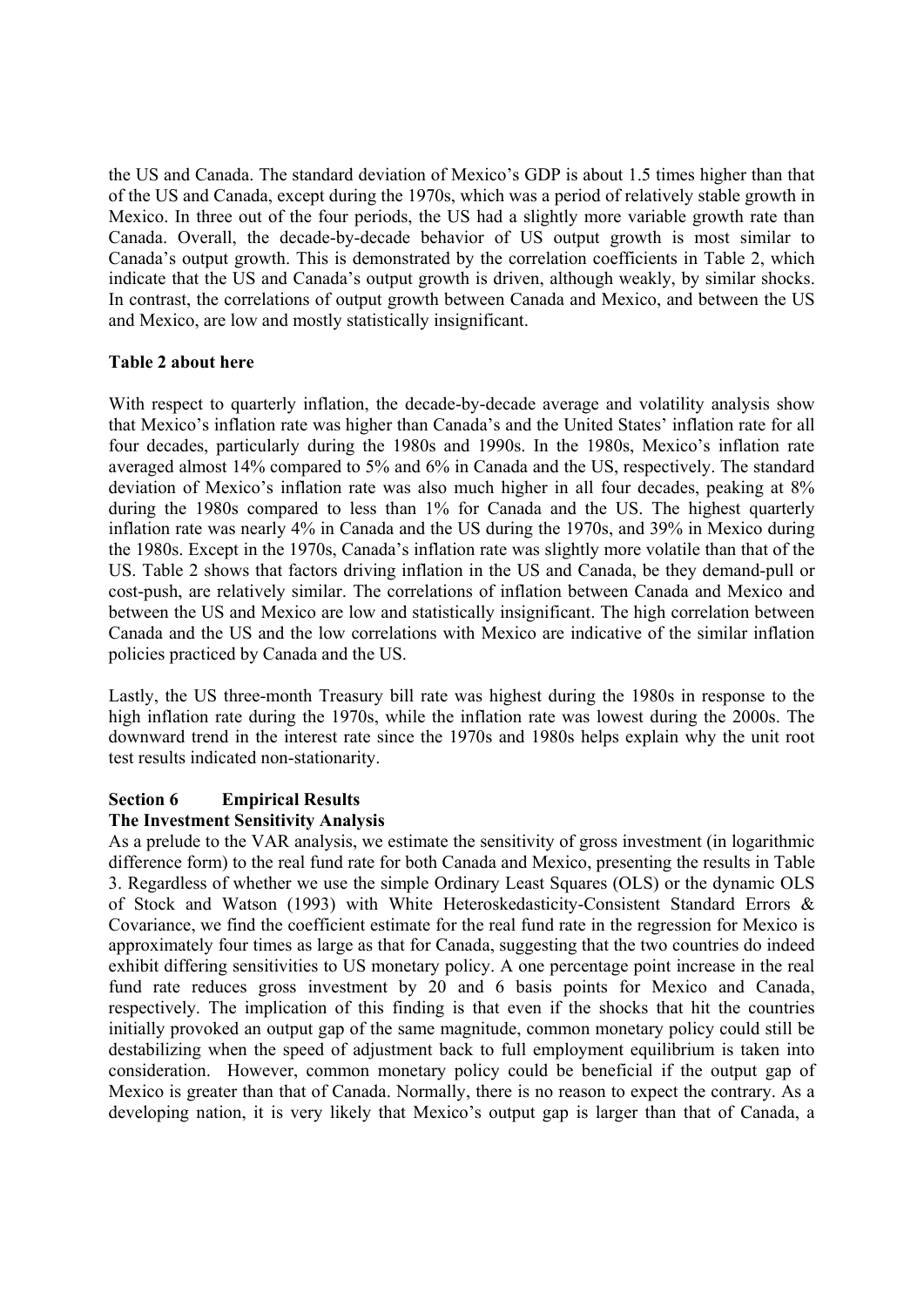the US and Canada. The standard deviation of Mexico's GDP is about 1.5 times higher than that of the US and Canada, except during the 1970s, which was a period of relatively stable growth in Mexico. In three out of the four periods, the US had a slightly more variable growth rate than Canada. Overall, the decade-by-decade behavior of US output growth is most similar to Canada's output growth. This is demonstrated by the correlation coefficients in Table 2, which indicate that the US and Canada's output growth is driven, although weakly, by similar shocks. In contrast, the correlations of output growth between Canada and Mexico, and between the US and Mexico, are low and mostly statistically insignificant.

**Table 2 about here**

With respect to quarterly inflation, the decade-by-decade average and volatility analysis show that Mexico's inflation rate was higher than Canada's and the United States' inflation rate for all four decades, particularly during the 1980s and 1990s. In the 1980s, Mexico's inflation rate averaged almost 14% compared to 5% and 6% in Canada and the US, respectively. The standard deviation of Mexico's inflation rate was also much higher in all four decades, peaking at 8% during the 1980s compared to less than 1% for Canada and the US. The highest quarterly inflation rate was nearly 4% in Canada and the US during the 1970s, and 39% in Mexico during the 1980s. Except in the 1970s, Canada's inflation rate was slightly more volatile than that of the US. Table 2 shows that factors driving inflation in the US and Canada, be they demand-pull or cost-push, are relatively similar. The correlations of inflation between Canada and Mexico and between the US and Mexico are low and statistically insignificant. The high correlation between Canada and the US and the low correlations with Mexico are indicative of the similar inflation policies practiced by Canada and the US.

Lastly, the US three-month Treasury bill rate was highest during the 1980s in response to the high inflation rate during the 1970s, while the inflation rate was lowest during the 2000s. The downward trend in the interest rate since the 1970s and 1980s helps explain why the unit root test results indicated non-stationarity.

## Section 6 Empirical Results

### The Investment Sensitivity Analysis

As a prelude to the VAR analysis, we estimate the sensitivity of gross investment (in logarithmic difference form) to the real fund rate for both Canada and Mexico, presenting the results in Table 3. Regardless of whether we use the simple Ordinary Least Squares (OLS) or the dynamic OLS of Stock and Watson (1993) with White Heteroskedasticity-Consistent Standard Errors & Covariance, we find the coefficient estimate for the real fund rate in the regression for Mexico is approximately four times as large as that for Canada, suggesting that the two countries do indeed exhibit differing sensitivities to US monetary policy. A one percentage point increase in the real fund rate reduces gross investment by 20 and 6 basis points for Mexico and Canada, respectively. The implication of this finding is that even if the shocks that hit the countries initially provoked an output gap of the same magnitude, common monetary policy could still be destabilizing when the speed of adjustment back to full employment equilibrium is taken into consideration. However, common monetary policy could be beneficial if the output gap of Mexico is greater than that of Canada. Normally, there is no reason to expect the contrary. As a developing nation, it is very likely that Mexico's output gap is larger than that of Canada, a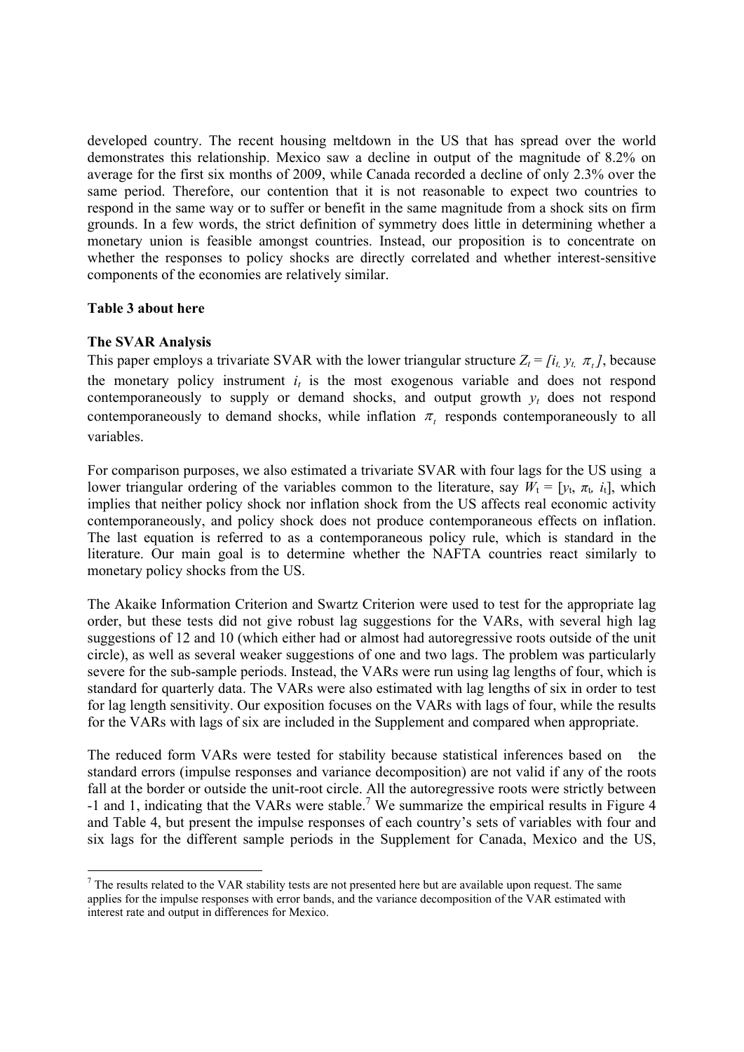developed country. The recent housing meltdown in the US that has spread over the world demonstrates this relationship. Mexico saw a decline in output of the magnitude of 8.2% on average for the first six months of 2009, while Canada recorded a decline of only 2.3% over the same period. Therefore, our contention that it is not reasonable to expect two countries to respond in the same way or to suffer or benefit in the same magnitude from a shock sits on firm grounds. In a few words, the strict definition of symmetry does little in determining whether a monetary union is feasible amongst countries. Instead, our proposition is to concentrate on whether the responses to policy shocks are directly correlated and whether interest-sensitive components of the economies are relatively similar.

**Table 3 about here**

**The SVAR Analysis**

This paper employs a trivariate SVAR with the lower triangular structure $Z_t = [i_t, y_t, \pi_t]$, because the monetary policy instrument $i_t$ is the most exogenous variable and does not respond contemporaneously to supply or demand shocks, and output growth $y_t$ does not respond contemporaneously to demand shocks, while inflation $\pi_t$ responds contemporaneously to all variables.

For comparison purposes, we also estimated a trivariate SVAR with four lags for the US using a lower triangular ordering of the variables common to the literature, say $W_t = [y_t, \pi_t, i_t]$, which implies that neither policy shock nor inflation shock from the US affects real economic activity contemporaneously, and policy shock does not produce contemporaneous effects on inflation. The last equation is referred to as a contemporaneous policy rule, which is standard in the literature. Our main goal is to determine whether the NAFTA countries react similarly to monetary policy shocks from the US.

The Akaike Information Criterion and Swartz Criterion were used to test for the appropriate lag order, but these tests did not give robust lag suggestions for the VARs, with several high lag suggestions of 12 and 10 (which either had or almost had autoregressive roots outside of the unit circle), as well as several weaker suggestions of one and two lags. The problem was particularly severe for the sub-sample periods. Instead, the VARs were run using lag lengths of four, which is standard for quarterly data. The VARs were also estimated with lag lengths of six in order to test for lag length sensitivity. Our exposition focuses on the VARs with lags of four, while the results for the VARs with lags of six are included in the Supplement and compared when appropriate.

The reduced form VARs were tested for stability because statistical inferences based on the standard errors (impulse responses and variance decomposition) are not valid if any of the roots fall at the border or outside the unit-root circle. All the autoregressive roots were strictly between -1 and 1, indicating that the VARs were stable.[7] We summarize the empirical results in Figure 4 and Table 4, but present the impulse responses of each country's sets of variables with four and six lags for the different sample periods in the Supplement for Canada, Mexico and the US,

[7] The results related to the VAR stability tests are not presented here but are available upon request. The same applies for the impulse responses with error bands, and the variance decomposition of the VAR estimated with interest rate and output in differences for Mexico.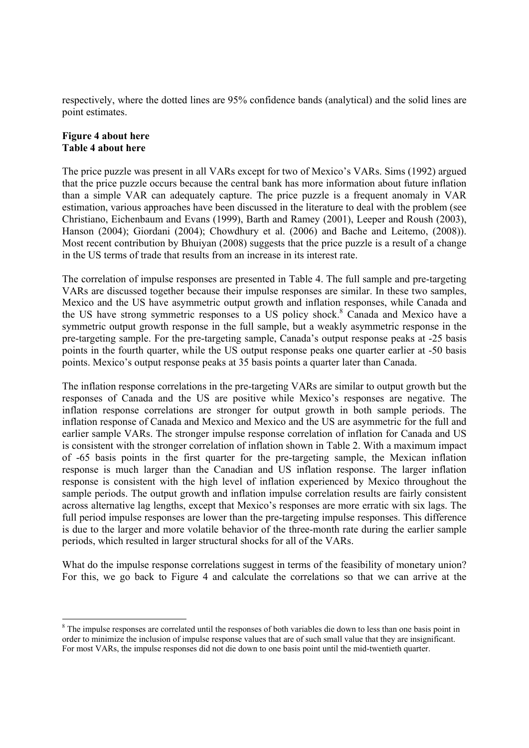respectively, where the dotted lines are 95% confidence bands (analytical) and the solid lines are point estimates.

**Figure 4 about here**
**Table 4 about here**

The price puzzle was present in all VARs except for two of Mexico's VARs. Sims (1992) argued that the price puzzle occurs because the central bank has more information about future inflation than a simple VAR can adequately capture. The price puzzle is a frequent anomaly in VAR estimation, various approaches have been discussed in the literature to deal with the problem (see Christiano, Eichenbaum and Evans (1999), Barth and Ramey (2001), Leeper and Roush (2003), Hanson (2004); Giordani (2004); Chowdhury et al. (2006) and Bache and Leitemo, (2008)). Most recent contribution by Bhuiyan (2008) suggests that the price puzzle is a result of a change in the US terms of trade that results from an increase in its interest rate.

The correlation of impulse responses are presented in Table 4. The full sample and pre-targeting VARs are discussed together because their impulse responses are similar. In these two samples, Mexico and the US have asymmetric output growth and inflation responses, while Canada and the US have strong symmetric responses to a US policy shock.[8] Canada and Mexico have a symmetric output growth response in the full sample, but a weakly asymmetric response in the pre-targeting sample. For the pre-targeting sample, Canada's output response peaks at -25 basis points in the fourth quarter, while the US output response peaks one quarter earlier at -50 basis points. Mexico's output response peaks at 35 basis points a quarter later than Canada.

The inflation response correlations in the pre-targeting VARs are similar to output growth but the responses of Canada and the US are positive while Mexico's responses are negative. The inflation response correlations are stronger for output growth in both sample periods. The inflation response of Canada and Mexico and Mexico and the US are asymmetric for the full and earlier sample VARs. The stronger impulse response correlation of inflation for Canada and US is consistent with the stronger correlation of inflation shown in Table 2. With a maximum impact of -65 basis points in the first quarter for the pre-targeting sample, the Mexican inflation response is much larger than the Canadian and US inflation response. The larger inflation response is consistent with the high level of inflation experienced by Mexico throughout the sample periods. The output growth and inflation impulse correlation results are fairly consistent across alternative lag lengths, except that Mexico's responses are more erratic with six lags. The full period impulse responses are lower than the pre-targeting impulse responses. This difference is due to the larger and more volatile behavior of the three-month rate during the earlier sample periods, which resulted in larger structural shocks for all of the VARs.

What do the impulse response correlations suggest in terms of the feasibility of monetary union? For this, we go back to Figure 4 and calculate the correlations so that we can arrive at the

[8] The impulse responses are correlated until the responses of both variables die down to less than one basis point in order to minimize the inclusion of impulse response values that are of such small value that they are insignificant. For most VARs, the impulse responses did not die down to one basis point until the mid-twentieth quarter.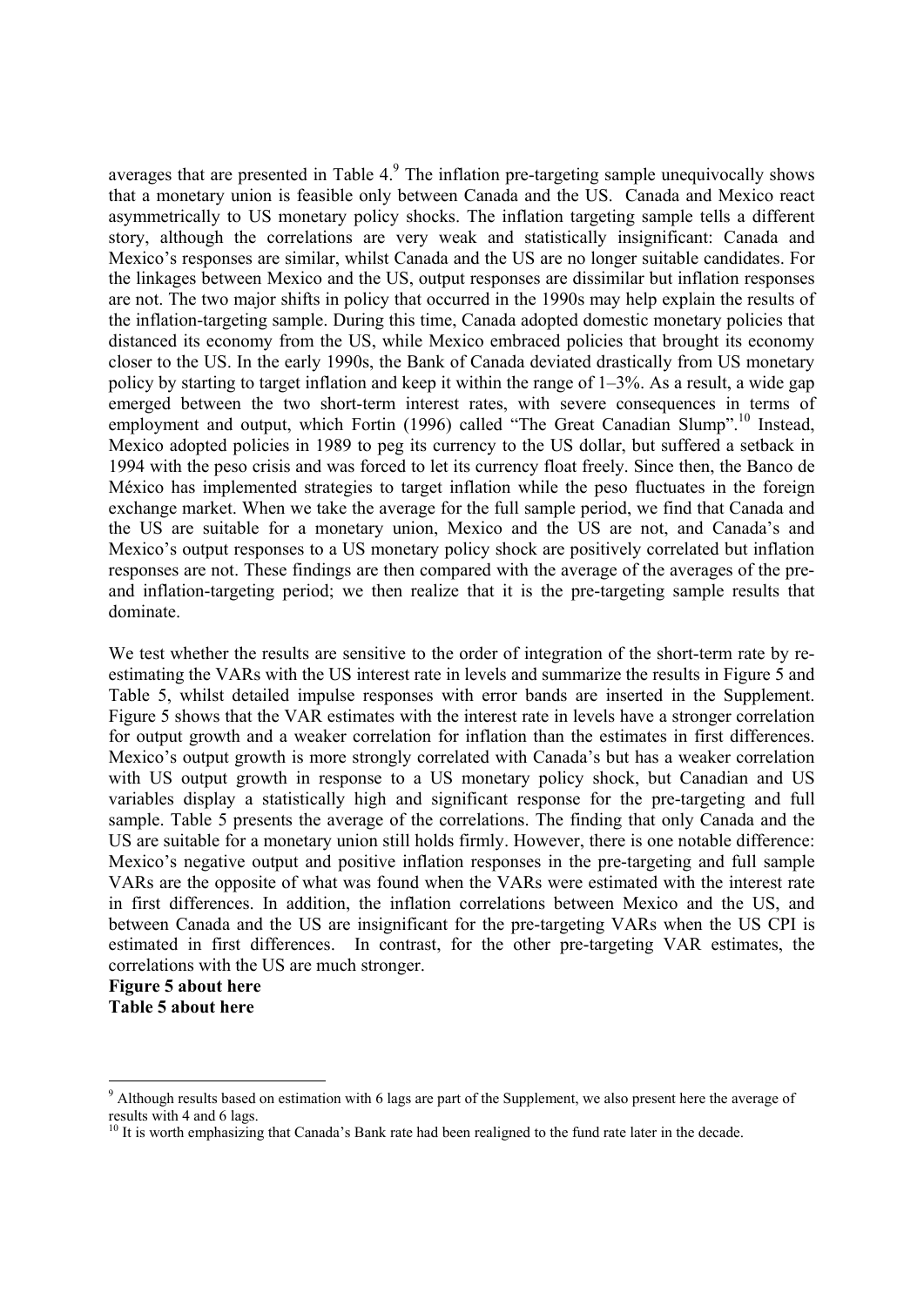averages that are presented in Table 4.[9] The inflation pre-targeting sample unequivocally shows that a monetary union is feasible only between Canada and the US. Canada and Mexico react asymmetrically to US monetary policy shocks. The inflation targeting sample tells a different story, although the correlations are very weak and statistically insignificant: Canada and Mexico's responses are similar, whilst Canada and the US are no longer suitable candidates. For the linkages between Mexico and the US, output responses are dissimilar but inflation responses are not. The two major shifts in policy that occurred in the 1990s may help explain the results of the inflation-targeting sample. During this time, Canada adopted domestic monetary policies that distanced its economy from the US, while Mexico embraced policies that brought its economy closer to the US. In the early 1990s, the Bank of Canada deviated drastically from US monetary policy by starting to target inflation and keep it within the range of 1–3%. As a result, a wide gap emerged between the two short-term interest rates, with severe consequences in terms of employment and output, which Fortin (1996) called "The Great Canadian Slump".[10] Instead, Mexico adopted policies in 1989 to peg its currency to the US dollar, but suffered a setback in 1994 with the peso crisis and was forced to let its currency float freely. Since then, the Banco de México has implemented strategies to target inflation while the peso fluctuates in the foreign exchange market. When we take the average for the full sample period, we find that Canada and the US are suitable for a monetary union, Mexico and the US are not, and Canada's and Mexico's output responses to a US monetary policy shock are positively correlated but inflation responses are not. These findings are then compared with the average of the averages of the pre- and inflation-targeting period; we then realize that it is the pre-targeting sample results that dominate.

We test whether the results are sensitive to the order of integration of the short-term rate by re-estimating the VARs with the US interest rate in levels and summarize the results in Figure 5 and Table 5, whilst detailed impulse responses with error bands are inserted in the Supplement. Figure 5 shows that the VAR estimates with the interest rate in levels have a stronger correlation for output growth and a weaker correlation for inflation than the estimates in first differences. Mexico's output growth is more strongly correlated with Canada's but has a weaker correlation with US output growth in response to a US monetary policy shock, but Canadian and US variables display a statistically high and significant response for the pre-targeting and full sample. Table 5 presents the average of the correlations. The finding that only Canada and the US are suitable for a monetary union still holds firmly. However, there is one notable difference: Mexico's negative output and positive inflation responses in the pre-targeting and full sample VARs are the opposite of what was found when the VARs were estimated with the interest rate in first differences. In addition, the inflation correlations between Mexico and the US, and between Canada and the US are insignificant for the pre-targeting VARs when the US CPI is estimated in first differences. In contrast, for the other pre-targeting VAR estimates, the correlations with the US are much stronger.

**Figure 5 about here**

**Table 5 about here**

[9] Although results based on estimation with 6 lags are part of the Supplement, we also present here the average of results with 4 and 6 lags.

[10] It is worth emphasizing that Canada's Bank rate had been realigned to the fund rate later in the decade.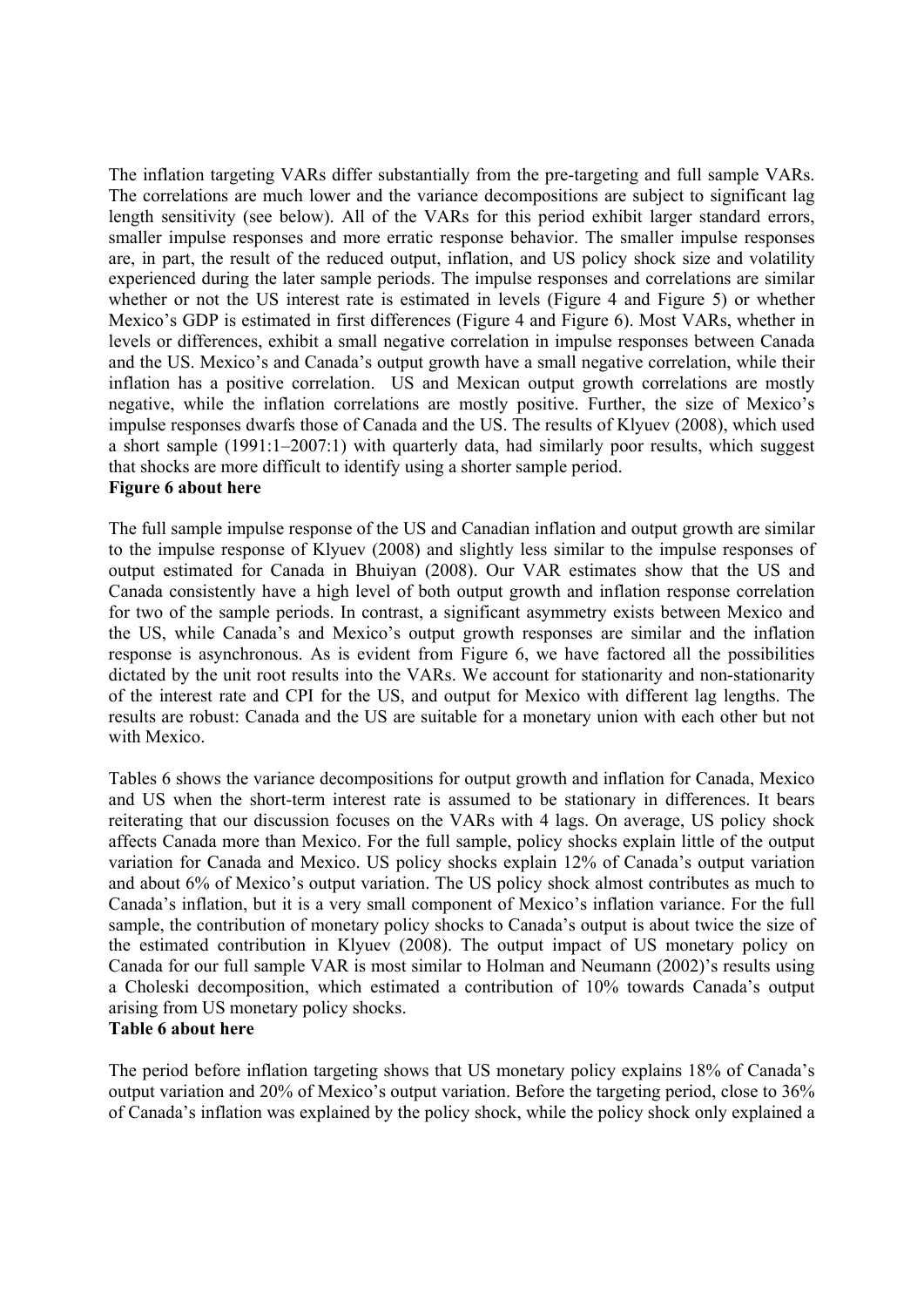The inflation targeting VARs differ substantially from the pre-targeting and full sample VARs. The correlations are much lower and the variance decompositions are subject to significant lag length sensitivity (see below). All of the VARs for this period exhibit larger standard errors, smaller impulse responses and more erratic response behavior. The smaller impulse responses are, in part, the result of the reduced output, inflation, and US policy shock size and volatility experienced during the later sample periods. The impulse responses and correlations are similar whether or not the US interest rate is estimated in levels (Figure 4 and Figure 5) or whether Mexico's GDP is estimated in first differences (Figure 4 and Figure 6). Most VARs, whether in levels or differences, exhibit a small negative correlation in impulse responses between Canada and the US. Mexico's and Canada's output growth have a small negative correlation, while their inflation has a positive correlation. US and Mexican output growth correlations are mostly negative, while the inflation correlations are mostly positive. Further, the size of Mexico's impulse responses dwarfs those of Canada and the US. The results of Klyuev (2008), which used a short sample (1991:1–2007:1) with quarterly data, had similarly poor results, which suggest that shocks are more difficult to identify using a shorter sample period.

**Figure 6 about here**

The full sample impulse response of the US and Canadian inflation and output growth are similar to the impulse response of Klyuev (2008) and slightly less similar to the impulse responses of output estimated for Canada in Bhuiyan (2008). Our VAR estimates show that the US and Canada consistently have a high level of both output growth and inflation response correlation for two of the sample periods. In contrast, a significant asymmetry exists between Mexico and the US, while Canada's and Mexico's output growth responses are similar and the inflation response is asynchronous. As is evident from Figure 6, we have factored all the possibilities dictated by the unit root results into the VARs. We account for stationarity and non-stationarity of the interest rate and CPI for the US, and output for Mexico with different lag lengths. The results are robust: Canada and the US are suitable for a monetary union with each other but not with Mexico.

Tables 6 shows the variance decompositions for output growth and inflation for Canada, Mexico and US when the short-term interest rate is assumed to be stationary in differences. It bears reiterating that our discussion focuses on the VARs with 4 lags. On average, US policy shock affects Canada more than Mexico. For the full sample, policy shocks explain little of the output variation for Canada and Mexico. US policy shocks explain 12% of Canada's output variation and about 6% of Mexico's output variation. The US policy shock almost contributes as much to Canada's inflation, but it is a very small component of Mexico's inflation variance. For the full sample, the contribution of monetary policy shocks to Canada's output is about twice the size of the estimated contribution in Klyuev (2008). The output impact of US monetary policy on Canada for our full sample VAR is most similar to Holman and Neumann (2002)'s results using a Choleski decomposition, which estimated a contribution of 10% towards Canada's output arising from US monetary policy shocks.

**Table 6 about here**

The period before inflation targeting shows that US monetary policy explains 18% of Canada's output variation and 20% of Mexico's output variation. Before the targeting period, close to 36% of Canada's inflation was explained by the policy shock, while the policy shock only explained a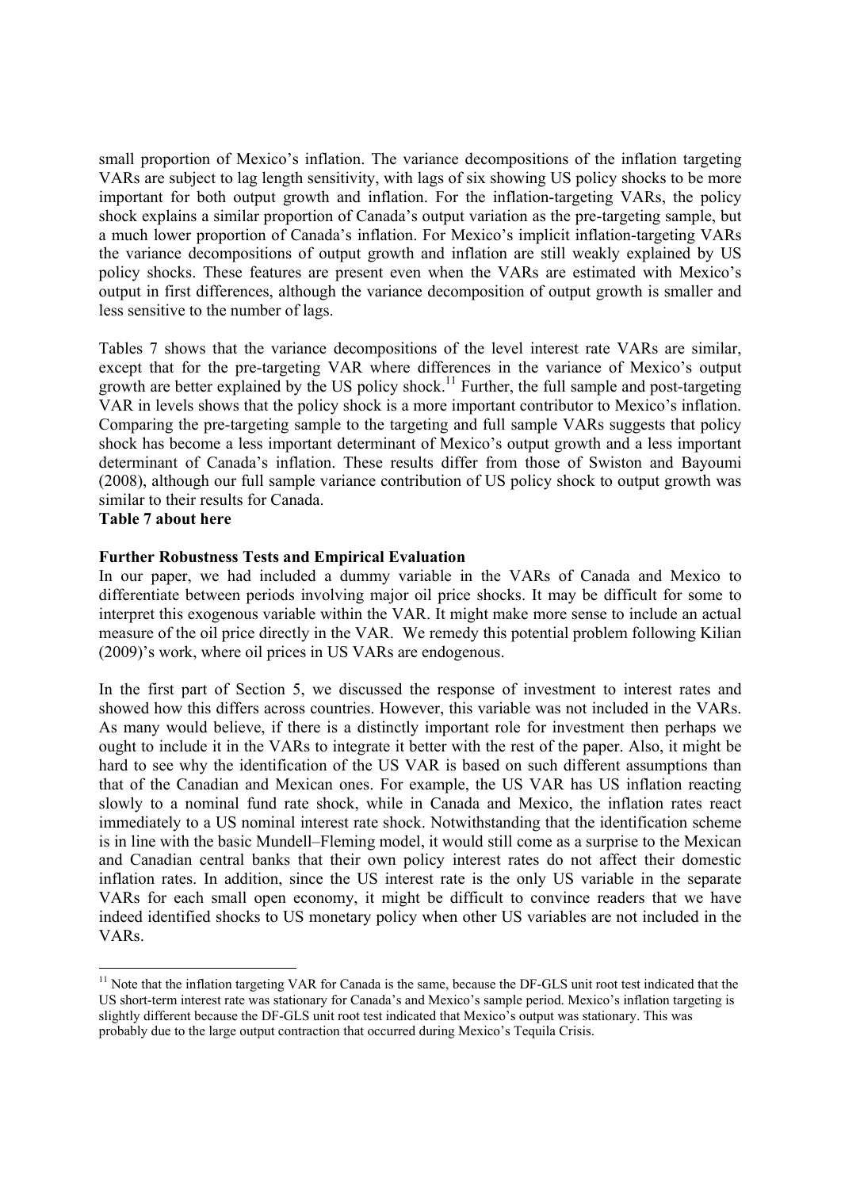small proportion of Mexico's inflation. The variance decompositions of the inflation targeting VARs are subject to lag length sensitivity, with lags of six showing US policy shocks to be more important for both output growth and inflation. For the inflation-targeting VARs, the policy shock explains a similar proportion of Canada's output variation as the pre-targeting sample, but a much lower proportion of Canada's inflation. For Mexico's implicit inflation-targeting VARs the variance decompositions of output growth and inflation are still weakly explained by US policy shocks. These features are present even when the VARs are estimated with Mexico's output in first differences, although the variance decomposition of output growth is smaller and less sensitive to the number of lags.

Tables 7 shows that the variance decompositions of the level interest rate VARs are similar, except that for the pre-targeting VAR where differences in the variance of Mexico's output growth are better explained by the US policy shock.[11] Further, the full sample and post-targeting VAR in levels shows that the policy shock is a more important contributor to Mexico's inflation. Comparing the pre-targeting sample to the targeting and full sample VARs suggests that policy shock has become a less important determinant of Mexico's output growth and a less important determinant of Canada's inflation. These results differ from those of Swiston and Bayoumi (2008), although our full sample variance contribution of US policy shock to output growth was similar to their results for Canada.

**Table 7 about here**

**Further Robustness Tests and Empirical Evaluation**

In our paper, we had included a dummy variable in the VARs of Canada and Mexico to differentiate between periods involving major oil price shocks. It may be difficult for some to interpret this exogenous variable within the VAR. It might make more sense to include an actual measure of the oil price directly in the VAR. We remedy this potential problem following Kilian (2009)'s work, where oil prices in US VARs are endogenous.

In the first part of Section 5, we discussed the response of investment to interest rates and showed how this differs across countries. However, this variable was not included in the VARs. As many would believe, if there is a distinctly important role for investment then perhaps we ought to include it in the VARs to integrate it better with the rest of the paper. Also, it might be hard to see why the identification of the US VAR is based on such different assumptions than that of the Canadian and Mexican ones. For example, the US VAR has US inflation reacting slowly to a nominal fund rate shock, while in Canada and Mexico, the inflation rates react immediately to a US nominal interest rate shock. Notwithstanding that the identification scheme is in line with the basic Mundell–Fleming model, it would still come as a surprise to the Mexican and Canadian central banks that their own policy interest rates do not affect their domestic inflation rates. In addition, since the US interest rate is the only US variable in the separate VARs for each small open economy, it might be difficult to convince readers that we have indeed identified shocks to US monetary policy when other US variables are not included in the VARs.

[11] Note that the inflation targeting VAR for Canada is the same, because the DF-GLS unit root test indicated that the US short-term interest rate was stationary for Canada's and Mexico's sample period. Mexico's inflation targeting is slightly different because the DF-GLS unit root test indicated that Mexico's output was stationary. This was probably due to the large output contraction that occurred during Mexico's Tequila Crisis.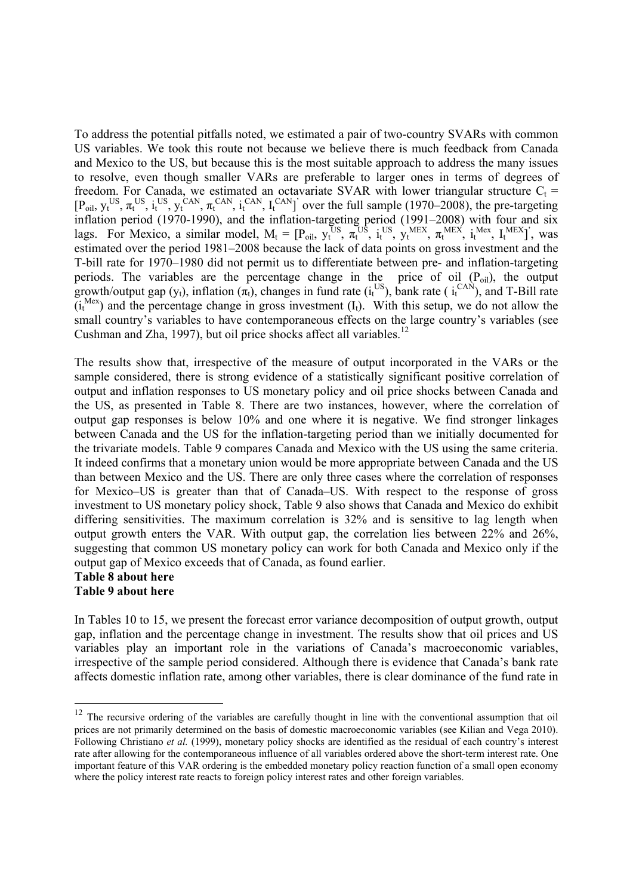To address the potential pitfalls noted, we estimated a pair of two-country SVARs with common US variables. We took this route not because we believe there is much feedback from Canada and Mexico to the US, but because this is the most suitable approach to address the many issues to resolve, even though smaller VARs are preferable to larger ones in terms of degrees of freedom. For Canada, we estimated an octavariate SVAR with lower triangular structure $C_t = [P_{oil}, y_t^{US}, \pi_t^{US}, i_t^{US}, y_t^{CAN}, \pi_t^{CAN}, i_t^{CAN}, I_t^{CAN}]'$ over the full sample (1970–2008), the pre-targeting inflation period (1970-1990), and the inflation-targeting period (1991–2008) with four and six lags. For Mexico, a similar model, $M_t = [P_{oil}, y_t^{US}, \pi_t^{US}, i_t^{US}, y_t^{MEX}, \pi_t^{MEX}, i_t^{Mex}, I_t^{MEX}]'$, was estimated over the period 1981–2008 because the lack of data points on gross investment and the T-bill rate for 1970–1980 did not permit us to differentiate between pre- and inflation-targeting periods. The variables are the percentage change in the price of oil ($P_{oil}$), the output growth/output gap ($y_t$), inflation ($\pi_t$), changes in fund rate ($i_t^{US}$), bank rate ( $i_t^{CAN}$), and T-Bill rate ($i_t^{Mex}$) and the percentage change in gross investment ($I_t$). With this setup, we do not allow the small country's variables to have contemporaneous effects on the large country's variables (see Cushman and Zha, 1997), but oil price shocks affect all variables.[12]

The results show that, irrespective of the measure of output incorporated in the VARs or the sample considered, there is strong evidence of a statistically significant positive correlation of output and inflation responses to US monetary policy and oil price shocks between Canada and the US, as presented in Table 8. There are two instances, however, where the correlation of output gap responses is below 10% and one where it is negative. We find stronger linkages between Canada and the US for the inflation-targeting period than we initially documented for the trivariate models. Table 9 compares Canada and Mexico with the US using the same criteria. It indeed confirms that a monetary union would be more appropriate between Canada and the US than between Mexico and the US. There are only three cases where the correlation of responses for Mexico–US is greater than that of Canada–US. With respect to the response of gross investment to US monetary policy shock, Table 9 also shows that Canada and Mexico do exhibit differing sensitivities. The maximum correlation is 32% and is sensitive to lag length when output growth enters the VAR. With output gap, the correlation lies between 22% and 26%, suggesting that common US monetary policy can work for both Canada and Mexico only if the output gap of Mexico exceeds that of Canada, as found earlier.

**Table 8 about here**

**Table 9 about here**

In Tables 10 to 15, we present the forecast error variance decomposition of output growth, output gap, inflation and the percentage change in investment. The results show that oil prices and US variables play an important role in the variations of Canada's macroeconomic variables, irrespective of the sample period considered. Although there is evidence that Canada's bank rate affects domestic inflation rate, among other variables, there is clear dominance of the fund rate in

[12] The recursive ordering of the variables are carefully thought in line with the conventional assumption that oil prices are not primarily determined on the basis of domestic macroeconomic variables (see Kilian and Vega 2010). Following Christiano *et al.* (1999), monetary policy shocks are identified as the residual of each country's interest rate after allowing for the contemporaneous influence of all variables ordered above the short-term interest rate. One important feature of this VAR ordering is the embedded monetary policy reaction function of a small open economy where the policy interest rate reacts to foreign policy interest rates and other foreign variables.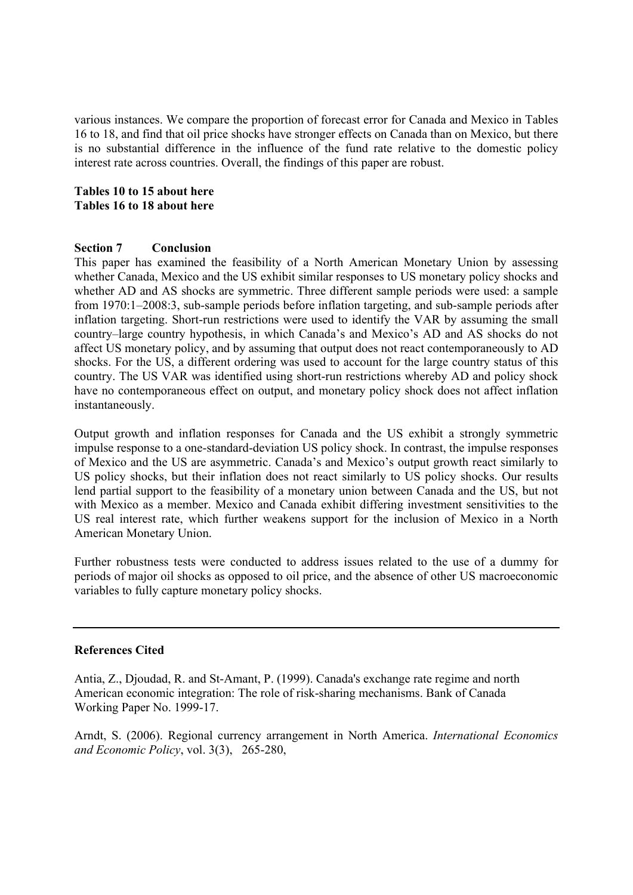various instances. We compare the proportion of forecast error for Canada and Mexico in Tables 16 to 18, and find that oil price shocks have stronger effects on Canada than on Mexico, but there is no substantial difference in the influence of the fund rate relative to the domestic policy interest rate across countries. Overall, the findings of this paper are robust.

**Tables 10 to 15 about here**
**Tables 16 to 18 about here**

## Section 7 Conclusion

This paper has examined the feasibility of a North American Monetary Union by assessing whether Canada, Mexico and the US exhibit similar responses to US monetary policy shocks and whether AD and AS shocks are symmetric. Three different sample periods were used: a sample from 1970:1–2008:3, sub-sample periods before inflation targeting, and sub-sample periods after inflation targeting. Short-run restrictions were used to identify the VAR by assuming the small country–large country hypothesis, in which Canada's and Mexico's AD and AS shocks do not affect US monetary policy, and by assuming that output does not react contemporaneously to AD shocks. For the US, a different ordering was used to account for the large country status of this country. The US VAR was identified using short-run restrictions whereby AD and policy shock have no contemporaneous effect on output, and monetary policy shock does not affect inflation instantaneously.

Output growth and inflation responses for Canada and the US exhibit a strongly symmetric impulse response to a one-standard-deviation US policy shock. In contrast, the impulse responses of Mexico and the US are asymmetric. Canada's and Mexico's output growth react similarly to US policy shocks, but their inflation does not react similarly to US policy shocks. Our results lend partial support to the feasibility of a monetary union between Canada and the US, but not with Mexico as a member. Mexico and Canada exhibit differing investment sensitivities to the US real interest rate, which further weakens support for the inclusion of Mexico in a North American Monetary Union.

Further robustness tests were conducted to address issues related to the use of a dummy for periods of major oil shocks as opposed to oil price, and the absence of other US macroeconomic variables to fully capture monetary policy shocks.

---

## References Cited

Antia, Z., Djoudad, R. and St-Amant, P. (1999). Canada's exchange rate regime and north American economic integration: The role of risk-sharing mechanisms. Bank of Canada Working Paper No. 1999-17.

Arndt, S. (2006). Regional currency arrangement in North America. *International Economics and Economic Policy*, vol. 3(3), 265-280,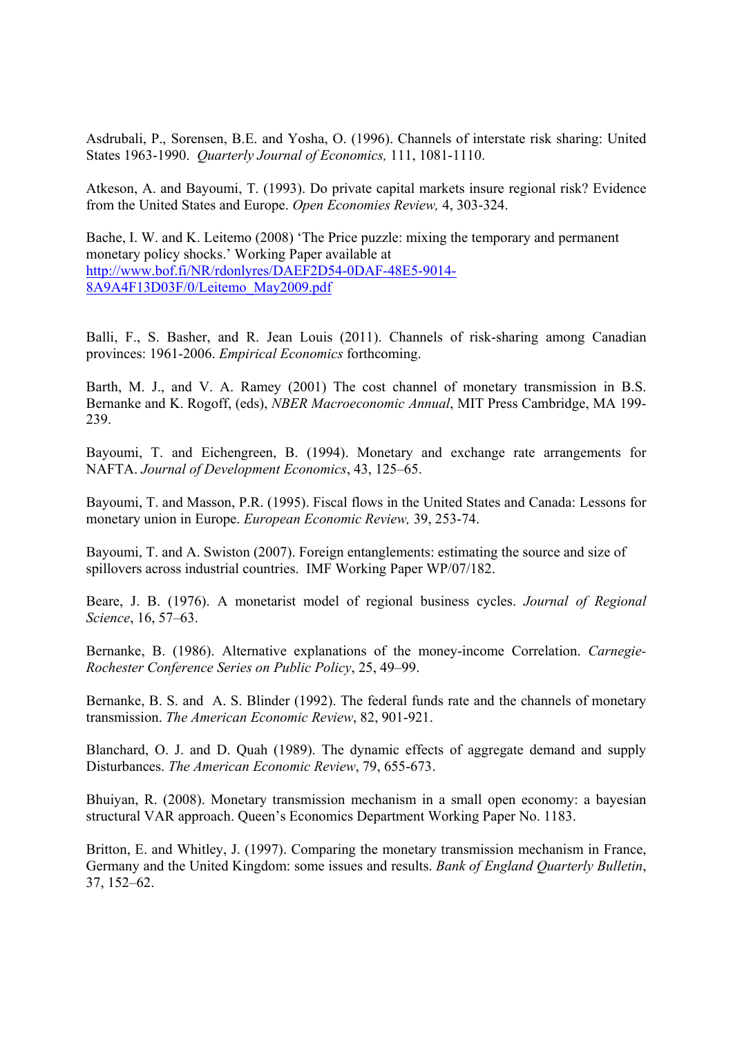Asdrubali, P., Sorensen, B.E. and Yosha, O. (1996). Channels of interstate risk sharing: United States 1963-1990. *Quarterly Journal of Economics,* 111, 1081-1110.

Atkeson, A. and Bayoumi, T. (1993). Do private capital markets insure regional risk? Evidence from the United States and Europe. *Open Economies Review,* 4, 303-324.

Bache, I. W. and K. Leitemo (2008) 'The Price puzzle: mixing the temporary and permanent monetary policy shocks.' Working Paper available at http://www.bof.fi/NR/rdonlyres/DAEF2D54-0DAF-48E5-9014-8A9A4F13D03F/0/Leitemo_May2009.pdf

Balli, F., S. Basher, and R. Jean Louis (2011). Channels of risk-sharing among Canadian provinces: 1961-2006. *Empirical Economics* forthcoming.

Barth, M. J., and V. A. Ramey (2001) The cost channel of monetary transmission in B.S. Bernanke and K. Rogoff, (eds), *NBER Macroeconomic Annual*, MIT Press Cambridge, MA 199-239.

Bayoumi, T. and Eichengreen, B. (1994). Monetary and exchange rate arrangements for NAFTA. *Journal of Development Economics*, 43, 125–65.

Bayoumi, T. and Masson, P.R. (1995). Fiscal flows in the United States and Canada: Lessons for monetary union in Europe. *European Economic Review,* 39, 253-74.

Bayoumi, T. and A. Swiston (2007). Foreign entanglements: estimating the source and size of spillovers across industrial countries. IMF Working Paper WP/07/182.

Beare, J. B. (1976). A monetarist model of regional business cycles. *Journal of Regional Science*, 16, 57–63.

Bernanke, B. (1986). Alternative explanations of the money-income Correlation. *Carnegie-Rochester Conference Series on Public Policy*, 25, 49–99.

Bernanke, B. S. and A. S. Blinder (1992). The federal funds rate and the channels of monetary transmission. *The American Economic Review*, 82, 901-921.

Blanchard, O. J. and D. Quah (1989). The dynamic effects of aggregate demand and supply Disturbances. *The American Economic Review*, 79, 655-673.

Bhuiyan, R. (2008). Monetary transmission mechanism in a small open economy: a bayesian structural VAR approach. Queen's Economics Department Working Paper No. 1183.

Britton, E. and Whitley, J. (1997). Comparing the monetary transmission mechanism in France, Germany and the United Kingdom: some issues and results. *Bank of England Quarterly Bulletin*, 37, 152–62.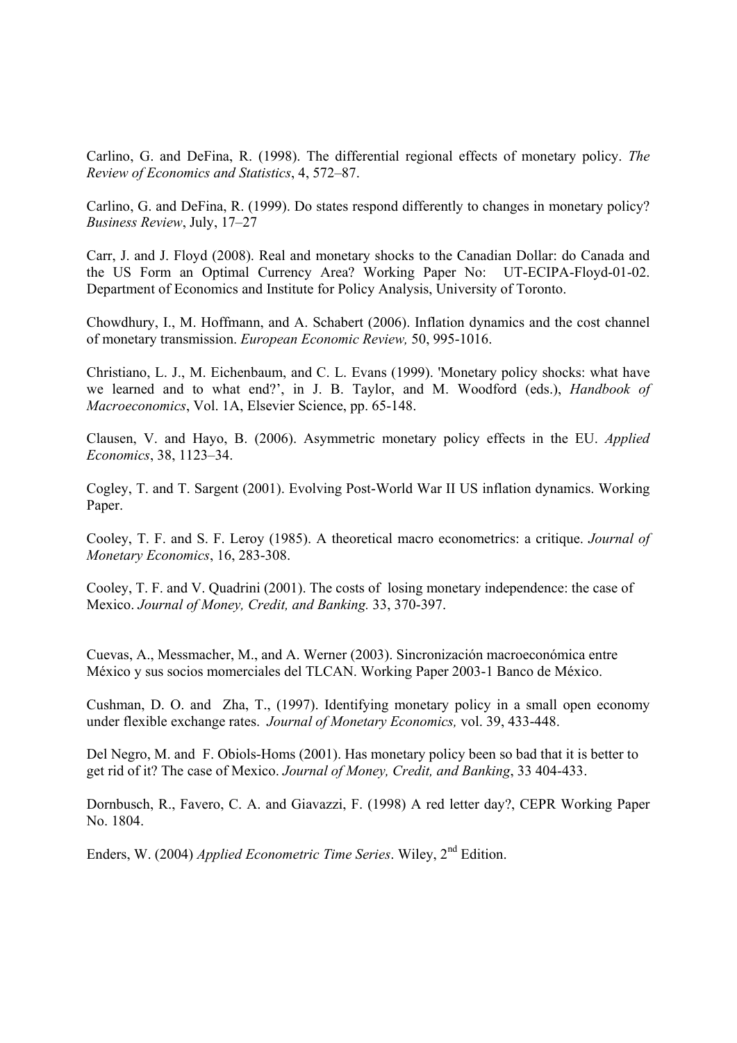Carlino, G. and DeFina, R. (1998). The differential regional effects of monetary policy. *The Review of Economics and Statistics*, 4, 572–87.

Carlino, G. and DeFina, R. (1999). Do states respond differently to changes in monetary policy? *Business Review*, July, 17–27

Carr, J. and J. Floyd (2008). Real and monetary shocks to the Canadian Dollar: do Canada and the US Form an Optimal Currency Area? Working Paper No: UT-ECIPA-Floyd-01-02. Department of Economics and Institute for Policy Analysis, University of Toronto.

Chowdhury, I., M. Hoffmann, and A. Schabert (2006). Inflation dynamics and the cost channel of monetary transmission. *European Economic Review,* 50, 995-1016.

Christiano, L. J., M. Eichenbaum, and C. L. Evans (1999). 'Monetary policy shocks: what have we learned and to what end?', in J. B. Taylor, and M. Woodford (eds.), *Handbook of Macroeconomics*, Vol. 1A, Elsevier Science, pp. 65-148.

Clausen, V. and Hayo, B. (2006). Asymmetric monetary policy effects in the EU. *Applied Economics*, 38, 1123–34.

Cogley, T. and T. Sargent (2001). Evolving Post-World War II US inflation dynamics. Working Paper.

Cooley, T. F. and S. F. Leroy (1985). A theoretical macro econometrics: a critique. *Journal of Monetary Economics*, 16, 283-308.

Cooley, T. F. and V. Quadrini (2001). The costs of losing monetary independence: the case of Mexico. *Journal of Money, Credit, and Banking.* 33, 370-397.

Cuevas, A., Messmacher, M., and A. Werner (2003). Sincronización macroeconómica entre México y sus socios momerciales del TLCAN. Working Paper 2003-1 Banco de México.

Cushman, D. O. and Zha, T., (1997). Identifying monetary policy in a small open economy under flexible exchange rates. *Journal of Monetary Economics,* vol. 39, 433-448.

Del Negro, M. and F. Obiols-Homs (2001). Has monetary policy been so bad that it is better to get rid of it? The case of Mexico. *Journal of Money, Credit, and Banking*, 33 404-433.

Dornbusch, R., Favero, C. A. and Giavazzi, F. (1998) A red letter day?, CEPR Working Paper No. 1804.

Enders, W. (2004) *Applied Econometric Time Series*. Wiley, 2nd Edition.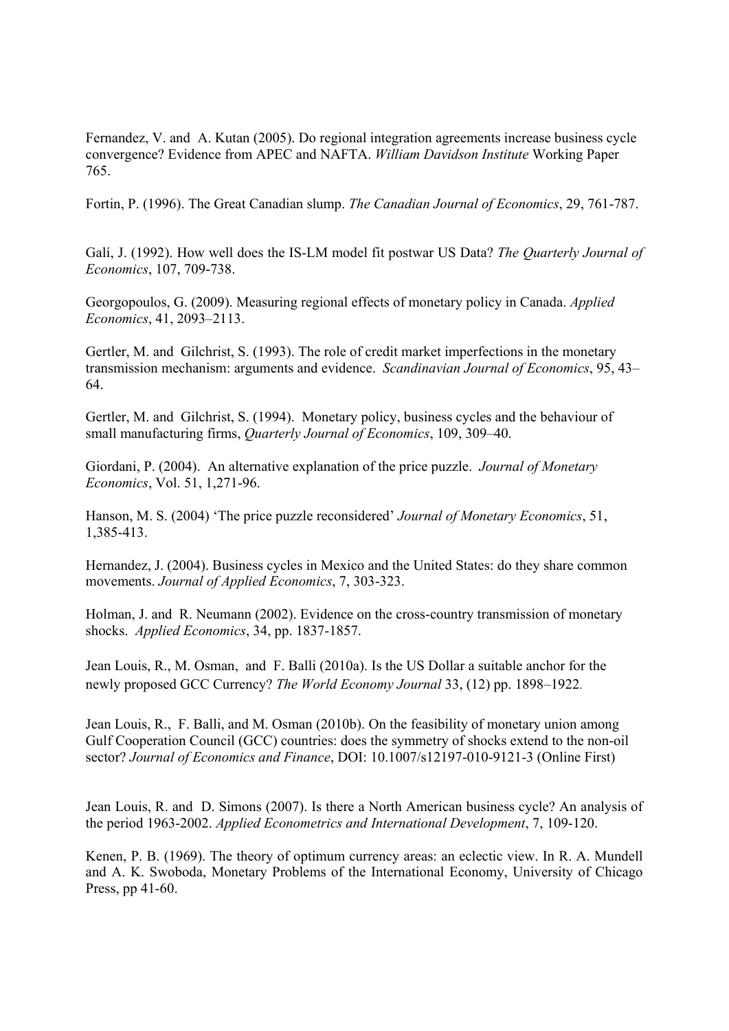Fernandez, V. and A. Kutan (2005). Do regional integration agreements increase business cycle convergence? Evidence from APEC and NAFTA. *William Davidson Institute* Working Paper 765.

Fortin, P. (1996). The Great Canadian slump. *The Canadian Journal of Economics*, 29, 761-787.

Galí, J. (1992). How well does the IS-LM model fit postwar US Data? *The Quarterly Journal of Economics*, 107, 709-738.

Georgopoulos, G. (2009). Measuring regional effects of monetary policy in Canada. *Applied Economics*, 41, 2093–2113.

Gertler, M. and Gilchrist, S. (1993). The role of credit market imperfections in the monetary transmission mechanism: arguments and evidence. *Scandinavian Journal of Economics*, 95, 43–64.

Gertler, M. and Gilchrist, S. (1994). Monetary policy, business cycles and the behaviour of small manufacturing firms, *Quarterly Journal of Economics*, 109, 309–40.

Giordani, P. (2004). An alternative explanation of the price puzzle. *Journal of Monetary Economics*, Vol. 51, 1,271-96.

Hanson, M. S. (2004) 'The price puzzle reconsidered' *Journal of Monetary Economics*, 51, 1,385-413.

Hernandez, J. (2004). Business cycles in Mexico and the United States: do they share common movements. *Journal of Applied Economics*, 7, 303-323.

Holman, J. and R. Neumann (2002). Evidence on the cross-country transmission of monetary shocks. *Applied Economics*, 34, pp. 1837-1857.

Jean Louis, R., M. Osman, and F. Balli (2010a). Is the US Dollar a suitable anchor for the newly proposed GCC Currency? *The World Economy Journal* 33, (12) pp. 1898–1922.

Jean Louis, R., F. Balli, and M. Osman (2010b). On the feasibility of monetary union among Gulf Cooperation Council (GCC) countries: does the symmetry of shocks extend to the non-oil sector? *Journal of Economics and Finance*, DOI: 10.1007/s12197-010-9121-3 (Online First)

Jean Louis, R. and D. Simons (2007). Is there a North American business cycle? An analysis of the period 1963-2002. *Applied Econometrics and International Development*, 7, 109-120.

Kenen, P. B. (1969). The theory of optimum currency areas: an eclectic view. In R. A. Mundell and A. K. Swoboda, Monetary Problems of the International Economy, University of Chicago Press, pp 41-60.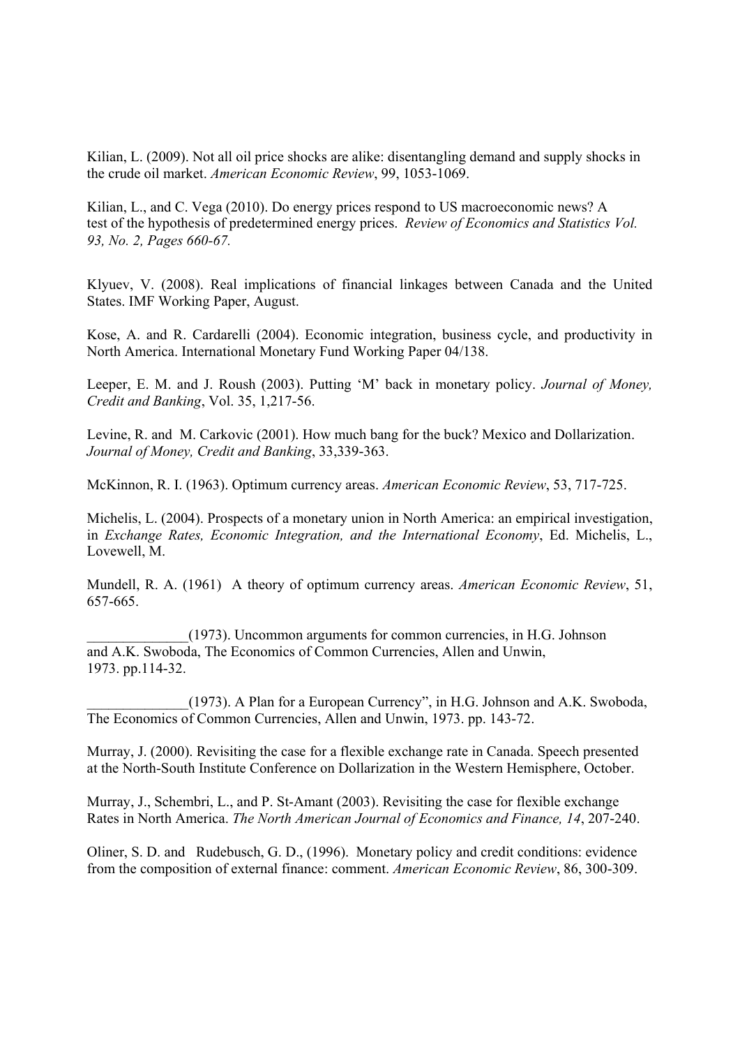Kilian, L. (2009). Not all oil price shocks are alike: disentangling demand and supply shocks in the crude oil market. *American Economic Review*, 99, 1053-1069.

Kilian, L., and C. Vega (2010). Do energy prices respond to US macroeconomic news? A test of the hypothesis of predetermined energy prices. *Review of Economics and Statistics Vol. 93, No. 2, Pages 660-67.*

Klyuev, V. (2008). Real implications of financial linkages between Canada and the United States. IMF Working Paper, August.

Kose, A. and R. Cardarelli (2004). Economic integration, business cycle, and productivity in North America. International Monetary Fund Working Paper 04/138.

Leeper, E. M. and J. Roush (2003). Putting 'M' back in monetary policy. *Journal of Money, Credit and Banking*, Vol. 35, 1,217-56.

Levine, R. and M. Carkovic (2001). How much bang for the buck? Mexico and Dollarization. *Journal of Money, Credit and Banking*, 33,339-363.

McKinnon, R. I. (1963). Optimum currency areas. *American Economic Review*, 53, 717-725.

Michelis, L. (2004). Prospects of a monetary union in North America: an empirical investigation, in *Exchange Rates, Economic Integration, and the International Economy*, Ed. Michelis, L., Lovewell, M.

Mundell, R. A. (1961) A theory of optimum currency areas. *American Economic Review*, 51, 657-665.

______________(1973). Uncommon arguments for common currencies, in H.G. Johnson and A.K. Swoboda, The Economics of Common Currencies, Allen and Unwin, 1973. pp.114-32.

______________(1973). A Plan for a European Currency", in H.G. Johnson and A.K. Swoboda, The Economics of Common Currencies, Allen and Unwin, 1973. pp. 143-72.

Murray, J. (2000). Revisiting the case for a flexible exchange rate in Canada. Speech presented at the North-South Institute Conference on Dollarization in the Western Hemisphere, October.

Murray, J., Schembri, L., and P. St-Amant (2003). Revisiting the case for flexible exchange Rates in North America. *The North American Journal of Economics and Finance, 14*, 207-240.

Oliner, S. D. and Rudebusch, G. D., (1996). Monetary policy and credit conditions: evidence from the composition of external finance: comment. *American Economic Review*, 86, 300-309.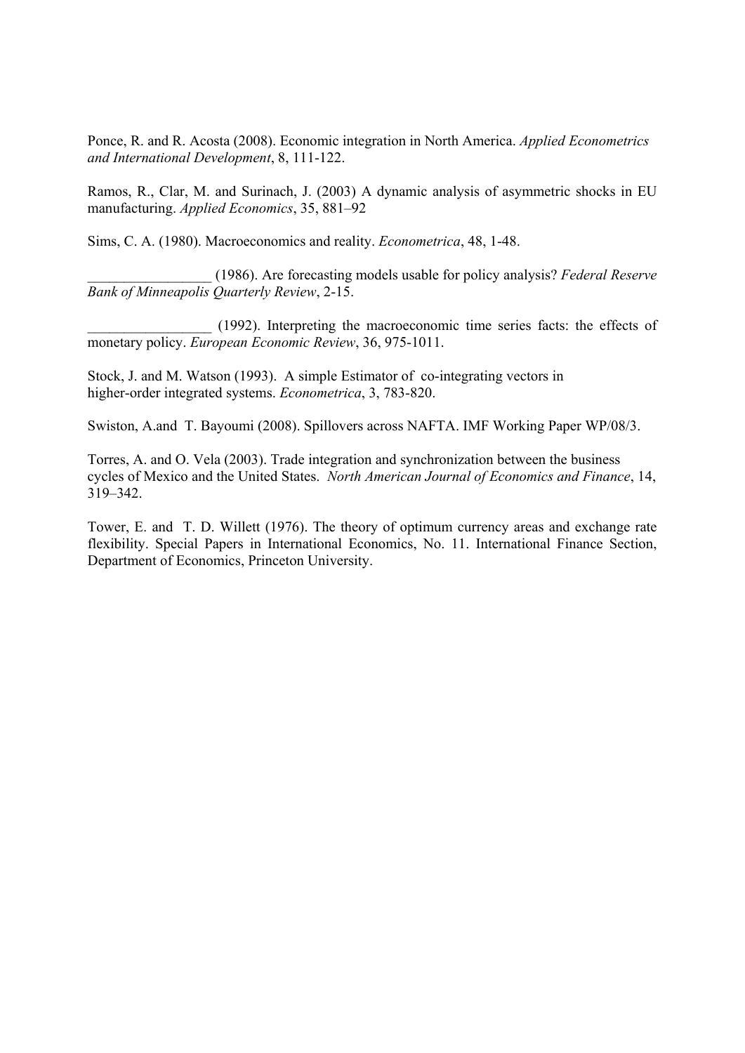Ponce, R. and R. Acosta (2008). Economic integration in North America. *Applied Econometrics and International Development*, 8, 111-122.

Ramos, R., Clar, M. and Surinach, J. (2003) A dynamic analysis of asymmetric shocks in EU manufacturing. *Applied Economics*, 35, 881–92

Sims, C. A. (1980). Macroeconomics and reality. *Econometrica*, 48, 1-48.

_________________ (1986). Are forecasting models usable for policy analysis? *Federal Reserve Bank of Minneapolis Quarterly Review*, 2-15.

_________________ (1992). Interpreting the macroeconomic time series facts: the effects of monetary policy. *European Economic Review*, 36, 975-1011.

Stock, J. and M. Watson (1993). A simple Estimator of co-integrating vectors in higher-order integrated systems. *Econometrica*, 3, 783-820.

Swiston, A.and T. Bayoumi (2008). Spillovers across NAFTA. IMF Working Paper WP/08/3.

Torres, A. and O. Vela (2003). Trade integration and synchronization between the business cycles of Mexico and the United States. *North American Journal of Economics and Finance*, 14, 319–342.

Tower, E. and T. D. Willett (1976). The theory of optimum currency areas and exchange rate flexibility. Special Papers in International Economics, No. 11. International Finance Section, Department of Economics, Princeton University.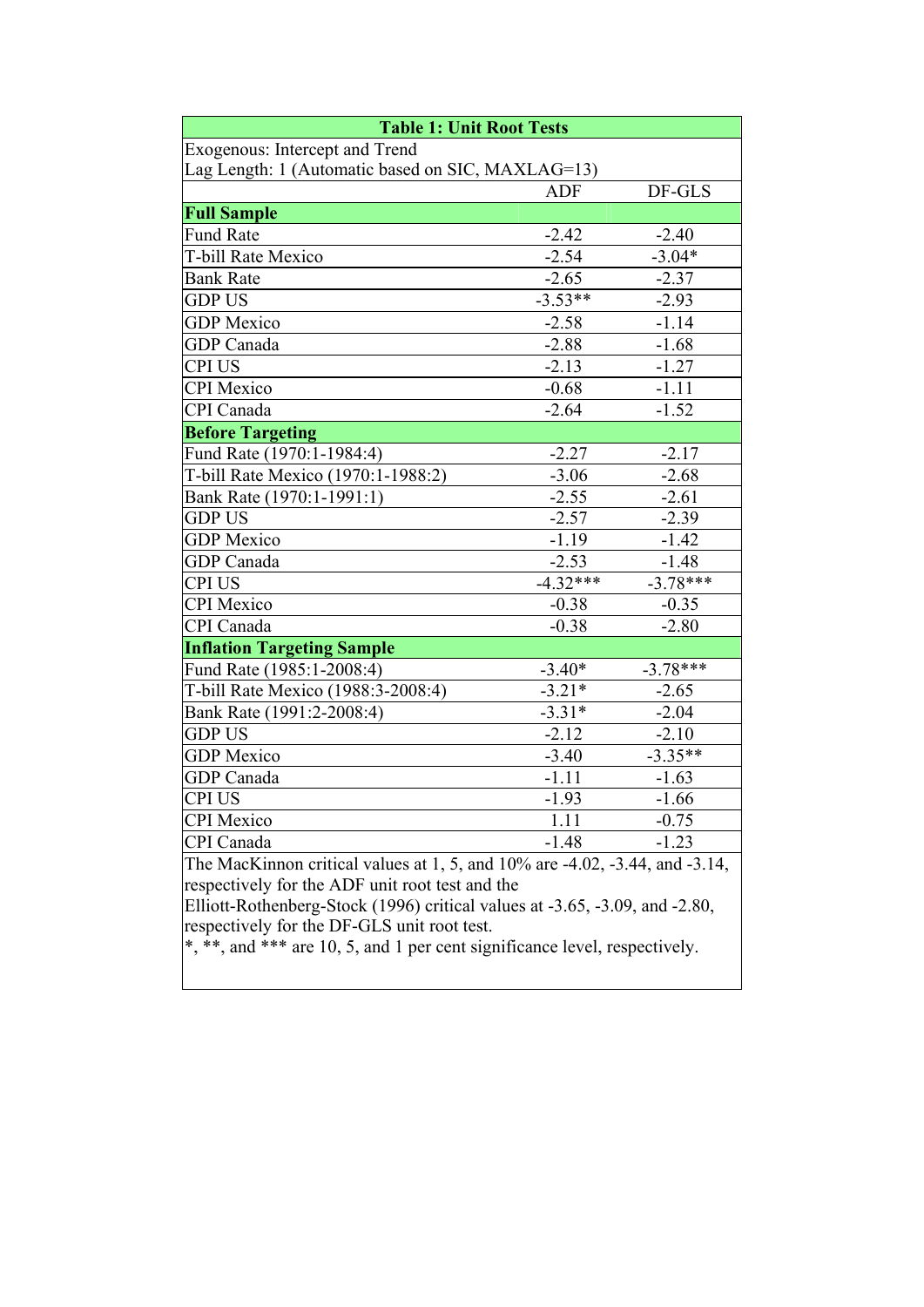**Table 1: Unit Root Tests**

Exogenous: Intercept and Trend
Lag Length: 1 (Automatic based on SIC, MAXLAG=13)

| | ADF | DF-GLS |
|---|---|---|
| **Full Sample** | | |
| Fund Rate | -2.42 | -2.40 |
| T-bill Rate Mexico | -2.54 | -3.04* |
| Bank Rate | -2.65 | -2.37 |
| GDP US | -3.53** | -2.93 |
| GDP Mexico | -2.58 | -1.14 |
| GDP Canada | -2.88 | -1.68 |
| CPI US | -2.13 | -1.27 |
| CPI Mexico | -0.68 | -1.11 |
| CPI Canada | -2.64 | -1.52 |
| **Before Targeting** | | |
| Fund Rate (1970:1-1984:4) | -2.27 | -2.17 |
| T-bill Rate Mexico (1970:1-1988:2) | -3.06 | -2.68 |
| Bank Rate (1970:1-1991:1) | -2.55 | -2.61 |
| GDP US | -2.57 | -2.39 |
| GDP Mexico | -1.19 | -1.42 |
| GDP Canada | -2.53 | -1.48 |
| CPI US | -4.32*** | -3.78*** |
| CPI Mexico | -0.38 | -0.35 |
| CPI Canada | -0.38 | -2.80 |
| **Inflation Targeting Sample** | | |
| Fund Rate (1985:1-2008:4) | -3.40* | -3.78*** |
| T-bill Rate Mexico (1988:3-2008:4) | -3.21* | -2.65 |
| Bank Rate (1991:2-2008:4) | -3.31* | -2.04 |
| GDP US | -2.12 | -2.10 |
| GDP Mexico | -3.40 | -3.35** |
| GDP Canada | -1.11 | -1.63 |
| CPI US | -1.93 | -1.66 |
| CPI Mexico | 1.11 | -0.75 |
| CPI Canada | -1.48 | -1.23 |

The MacKinnon critical values at 1, 5, and 10% are -4.02, -3.44, and -3.14, respectively for the ADF unit root test and the Elliott-Rothenberg-Stock (1996) critical values at -3.65, -3.09, and -2.80, respectively for the DF-GLS unit root test.
*, **, and *** are 10, 5, and 1 per cent significance level, respectively.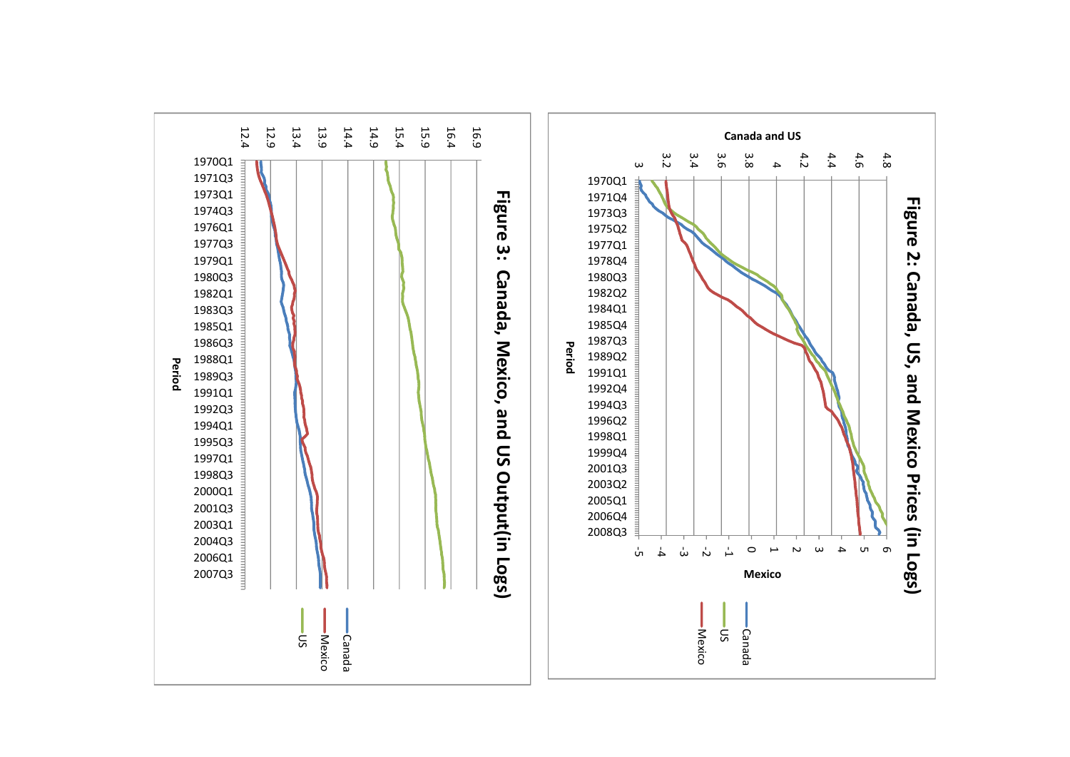**Figure 2: Canada, US, and Mexico Prices (in Logs)**

Canada and US

3 3.2 3.4 3.6 3.8 4 4.2 4.4 4.6 4.8

1970Q1 1971Q4 1973Q3 1975Q2 1977Q1 1978Q4 1980Q3 1982Q2 1984Q1 1985Q4 1987Q3 1989Q2 1991Q1 1992Q4 1994Q3 1996Q2 1998Q1 1999Q4 2001Q3 2003Q2 2005Q1 2006Q4 2008Q3

Period

-5 -4 -3 -2 -1 0 1 2 3 4 5 6

Mexico

Canada US Mexico

**Figure 3: Canada, Mexico, and US Output(in Logs)**

12.4 12.9 13.4 13.9 14.4 14.9 15.4 15.9 16.4 16.9

1970Q1 1971Q3 1973Q1 1974Q3 1976Q1 1977Q3 1979Q1 1980Q3 1982Q1 1983Q3 1985Q1 1986Q3 1988Q1 1989Q3 1991Q1 1992Q3 1994Q1 1995Q3 1997Q1 1998Q3 2000Q1 2001Q3 2003Q1 2004Q3 2006Q1 2007Q3

Period

Canada Mexico US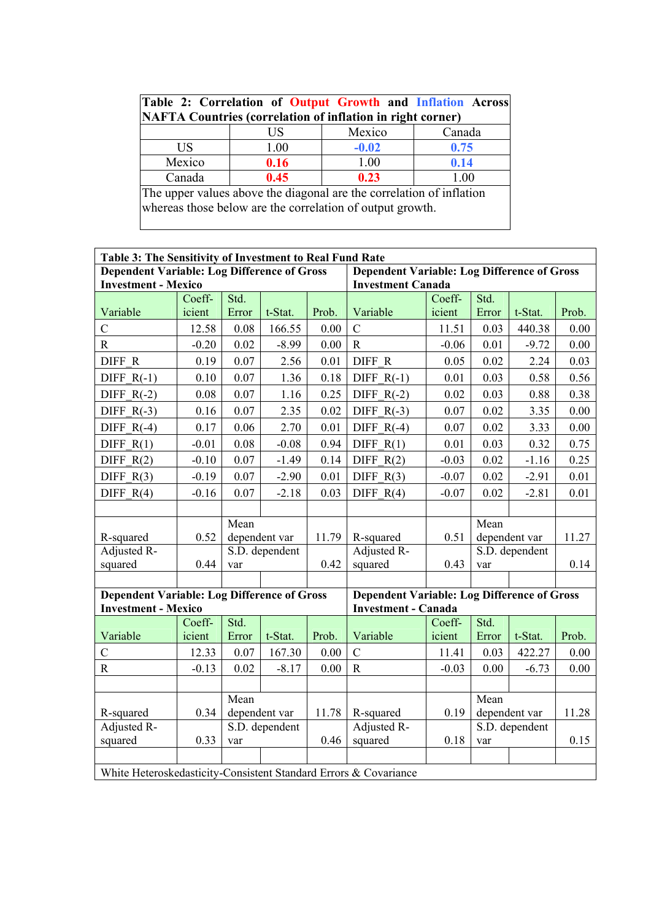**Table 2: Correlation of Output Growth and Inflation Across NAFTA Countries (correlation of inflation in right corner)**

| | US | Mexico | Canada |
|---|---|---|---|
| US | 1.00 | -0.02 | 0.75 |
| Mexico | 0.16 | 1.00 | 0.14 |
| Canada | 0.45 | 0.23 | 1.00 |

The upper values above the diagonal are the correlation of inflation whereas those below are the correlation of output growth.

**Table 3: The Sensitivity of Investment to Real Fund Rate**

| Dependent Variable: Log Difference of Gross Investment - Mexico | | | | | Dependent Variable: Log Difference of Gross Investment Canada | | | | |
|---|---|---|---|---|---|---|---|---|---|
| Variable | Coeff-icient | Std. Error | t-Stat. | Prob. | Variable | Coeff-icient | Std. Error | t-Stat. | Prob. |
| C | 12.58 | 0.08 | 166.55 | 0.00 | C | 11.51 | 0.03 | 440.38 | 0.00 |
| R | -0.20 | 0.02 | -8.99 | 0.00 | R | -0.06 | 0.01 | -9.72 | 0.00 |
| DIFF_R | 0.19 | 0.07 | 2.56 | 0.01 | DIFF_R | 0.05 | 0.02 | 2.24 | 0.03 |
| DIFF_R(-1) | 0.10 | 0.07 | 1.36 | 0.18 | DIFF_R(-1) | 0.01 | 0.03 | 0.58 | 0.56 |
| DIFF_R(-2) | 0.08 | 0.07 | 1.16 | 0.25 | DIFF_R(-2) | 0.02 | 0.03 | 0.88 | 0.38 |
| DIFF_R(-3) | 0.16 | 0.07 | 2.35 | 0.02 | DIFF_R(-3) | 0.07 | 0.02 | 3.35 | 0.00 |
| DIFF_R(-4) | 0.17 | 0.06 | 2.70 | 0.01 | DIFF_R(-4) | 0.07 | 0.02 | 3.33 | 0.00 |
| DIFF_R(1) | -0.01 | 0.08 | -0.08 | 0.94 | DIFF_R(1) | 0.01 | 0.03 | 0.32 | 0.75 |
| DIFF_R(2) | -0.10 | 0.07 | -1.49 | 0.14 | DIFF_R(2) | -0.03 | 0.02 | -1.16 | 0.25 |
| DIFF_R(3) | -0.19 | 0.07 | -2.90 | 0.01 | DIFF_R(3) | -0.07 | 0.02 | -2.91 | 0.01 |
| DIFF_R(4) | -0.16 | 0.07 | -2.18 | 0.03 | DIFF_R(4) | -0.07 | 0.02 | -2.81 | 0.01 |
| | | | | | | | | | |
| R-squared | 0.52 | Mean dependent var | | 11.79 | R-squared | 0.51 | Mean dependent var | | 11.27 |
| Adjusted R-squared | 0.44 | S.D. dependent var | | 0.42 | Adjusted R-squared | 0.43 | S.D. dependent var | | 0.14 |
| | | | | | | | | | |
| **Dependent Variable: Log Difference of Gross Investment - Mexico** | | | | | **Dependent Variable: Log Difference of Gross Investment - Canada** | | | | |
| Variable | Coeff-icient | Std. Error | t-Stat. | Prob. | Variable | Coeff-icient | Std. Error | t-Stat. | Prob. |
| C | 12.33 | 0.07 | 167.30 | 0.00 | C | 11.41 | 0.03 | 422.27 | 0.00 |
| R | -0.13 | 0.02 | -8.17 | 0.00 | R | -0.03 | 0.00 | -6.73 | 0.00 |
| | | | | | | | | | |
| R-squared | 0.34 | Mean dependent var | | 11.78 | R-squared | 0.19 | Mean dependent var | | 11.28 |
| Adjusted R-squared | 0.33 | S.D. dependent var | | 0.46 | Adjusted R-squared | 0.18 | S.D. dependent var | | 0.15 |
| | | | | | | | | | |
| White Heteroskedasticity-Consistent Standard Errors & Covariance | | | | | | | | | |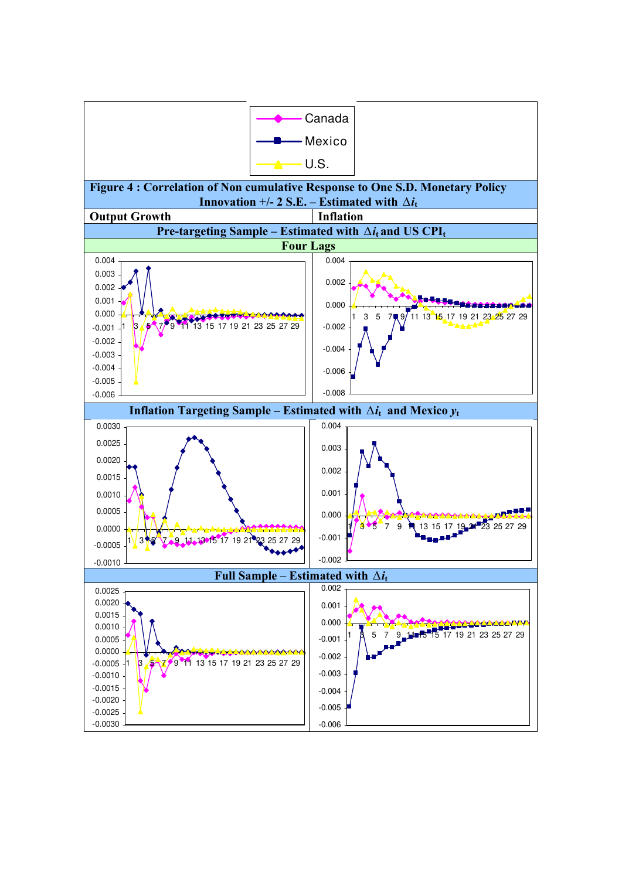Canada

Mexico

U.S.

**Figure 4 : Correlation of Non cumulative Response to One S.D. Monetary Policy Innovation +/- 2 S.E. – Estimated with $\Delta i_t$**

| Output Growth | Inflation |
|---|---|

**Pre-targeting Sample – Estimated with $\Delta i_t$ and US CPI$_t$**

**Four Lags**

**Inflation Targeting Sample – Estimated with $\Delta i_t$ and Mexico $y_t$**

**Full Sample – Estimated with $\Delta i_t$**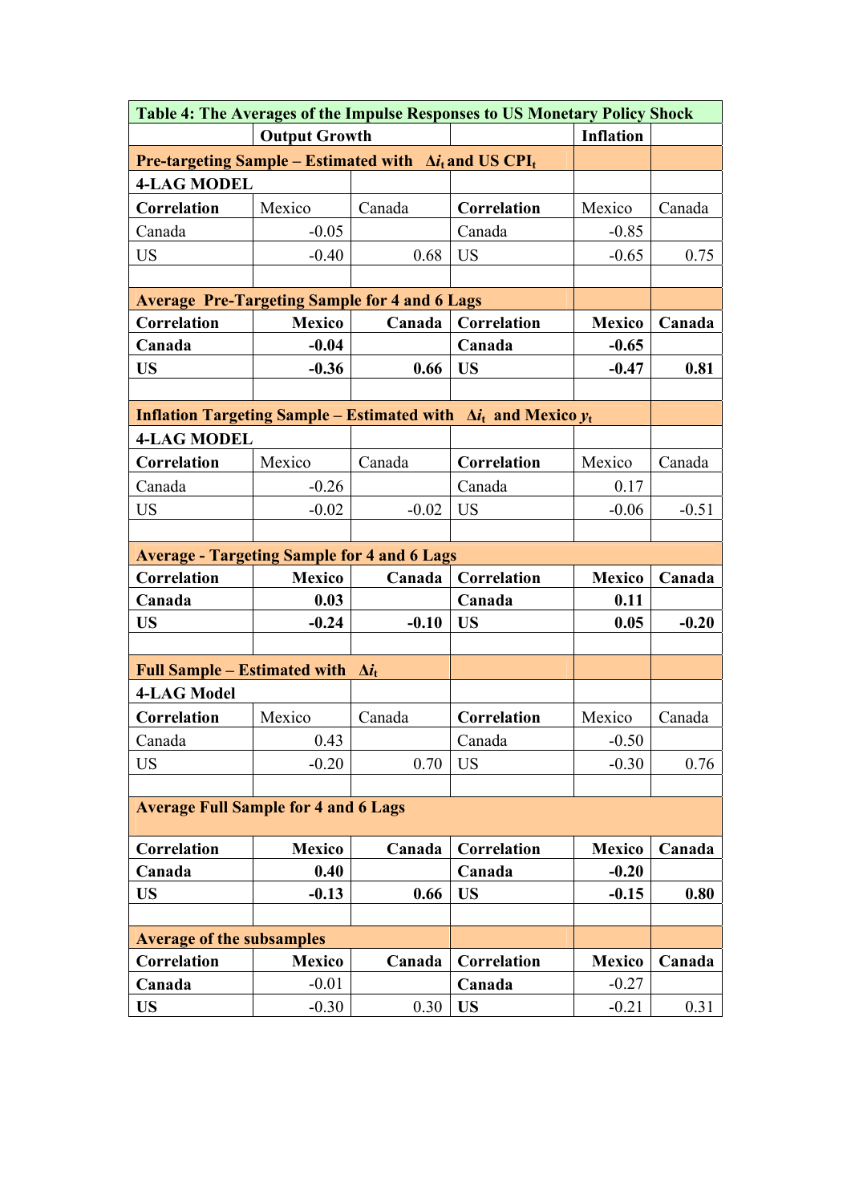| Table 4: The Averages of the Impulse Responses to US Monetary Policy Shock | | | | | |
|---|---|---|---|---|---|
| | **Output Growth** | | | **Inflation** | |
| **Pre-targeting Sample – Estimated with $\Delta i_t$ and US $CPI_t$** | | | | | |
| **4-LAG MODEL** | | | | | |
| **Correlation** | Mexico | Canada | **Correlation** | Mexico | Canada |
| Canada | -0.05 | | Canada | -0.85 | |
| US | -0.40 | 0.68 | US | -0.65 | 0.75 |
| | | | | | |
| **Average Pre-Targeting Sample for 4 and 6 Lags** | | | | | |
| **Correlation** | **Mexico** | **Canada** | **Correlation** | **Mexico** | **Canada** |
| **Canada** | **-0.04** | | **Canada** | **-0.65** | |
| **US** | **-0.36** | **0.66** | **US** | **-0.47** | **0.81** |
| | | | | | |
| **Inflation Targeting Sample – Estimated with $\Delta i_t$ and Mexico $y_t$** | | | | | |
| **4-LAG MODEL** | | | | | |
| **Correlation** | Mexico | Canada | **Correlation** | Mexico | Canada |
| Canada | -0.26 | | Canada | 0.17 | |
| US | -0.02 | -0.02 | US | -0.06 | -0.51 |
| | | | | | |
| **Average - Targeting Sample for 4 and 6 Lags** | | | | | |
| **Correlation** | **Mexico** | **Canada** | **Correlation** | **Mexico** | **Canada** |
| **Canada** | **0.03** | | **Canada** | **0.11** | |
| **US** | **-0.24** | **-0.10** | **US** | **0.05** | **-0.20** |
| | | | | | |
| **Full Sample – Estimated with $\Delta i_t$** | | | | | |
| **4-LAG Model** | | | | | |
| **Correlation** | Mexico | Canada | **Correlation** | Mexico | Canada |
| Canada | 0.43 | | Canada | -0.50 | |
| US | -0.20 | 0.70 | US | -0.30 | 0.76 |
| | | | | | |
| **Average Full Sample for 4 and 6 Lags** | | | | | |
| **Correlation** | **Mexico** | **Canada** | **Correlation** | **Mexico** | **Canada** |
| **Canada** | **0.40** | | **Canada** | **-0.20** | |
| **US** | **-0.13** | **0.66** | **US** | **-0.15** | **0.80** |
| | | | | | |
| **Average of the subsamples** | | | | | |
| **Correlation** | **Mexico** | **Canada** | **Correlation** | **Mexico** | **Canada** |
| **Canada** | -0.01 | | **Canada** | -0.27 | |
| **US** | -0.30 | 0.30 | **US** | -0.21 | 0.31 |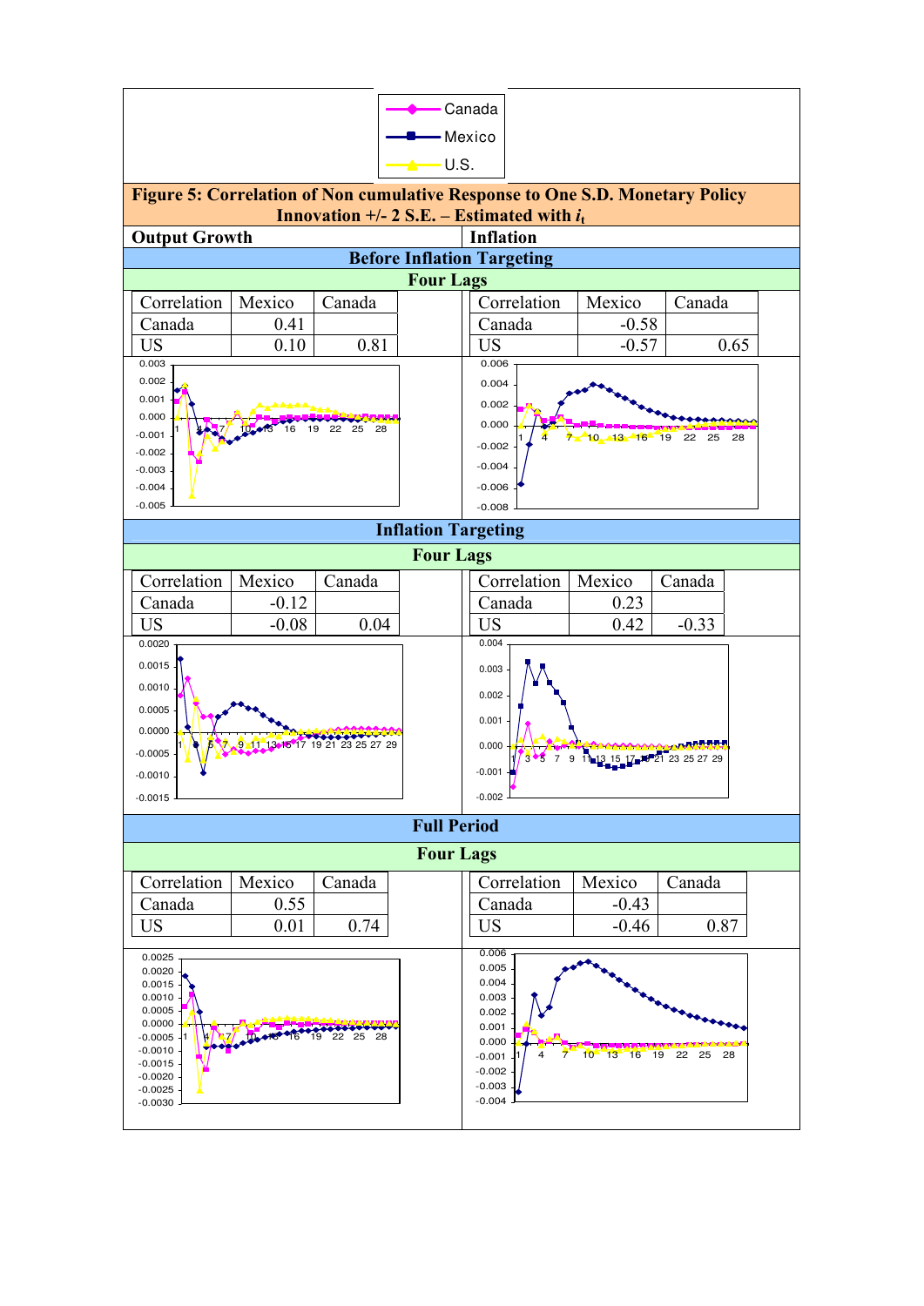Canada — Mexico — U.S.

**Figure 5: Correlation of Non cumulative Response to One S.D. Monetary Policy Innovation +/- 2 S.E. – Estimated with $i_t$**

## Before Inflation Targeting

### Four Lags

**Output Growth**

| Correlation | Mexico | Canada |
|---|---|---|
| Canada | 0.41 | |
| US | 0.10 | 0.81 |

**Inflation**

| Correlation | Mexico | Canada |
|---|---|---|
| Canada | -0.58 | |
| US | -0.57 | 0.65 |

## Inflation Targeting

### Four Lags

**Output Growth**

| Correlation | Mexico | Canada |
|---|---|---|
| Canada | -0.12 | |
| US | -0.08 | 0.04 |

**Inflation**

| Correlation | Mexico | Canada |
|---|---|---|
| Canada | 0.23 | |
| US | 0.42 | -0.33 |

## Full Period

### Four Lags

**Output Growth**

| Correlation | Mexico | Canada |
|---|---|---|
| Canada | 0.55 | |
| US | 0.01 | 0.74 |

**Inflation**

| Correlation | Mexico | Canada |
|---|---|---|
| Canada | -0.43 | |
| US | -0.46 | 0.87 |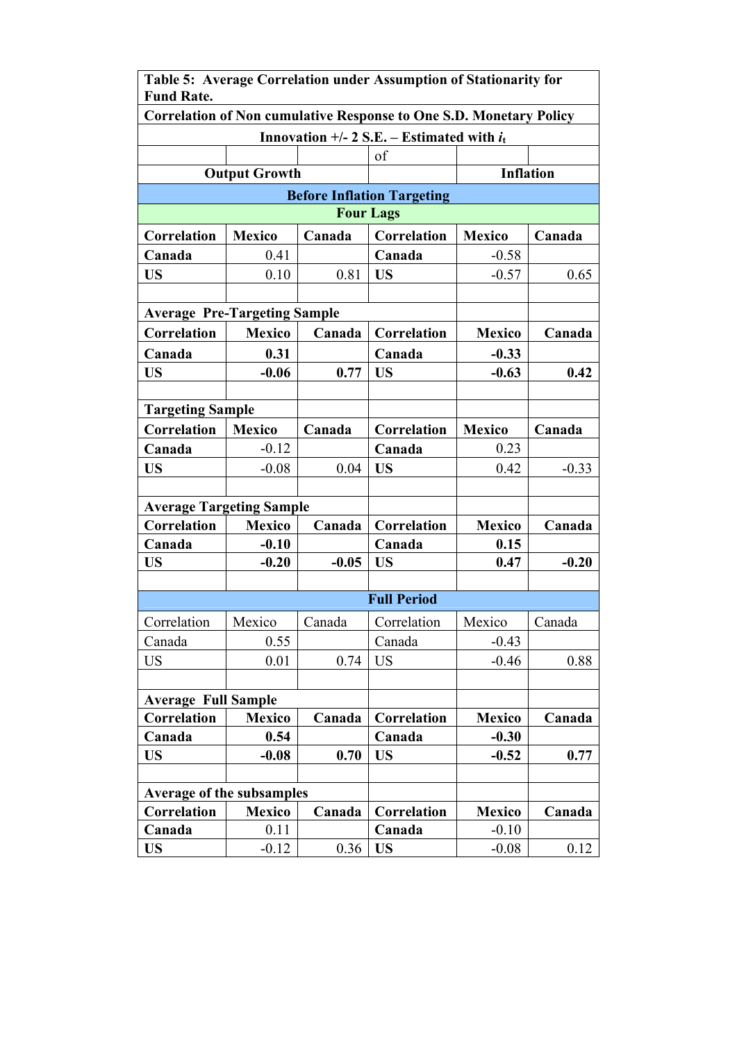| Table 5: Average Correlation under Assumption of Stationarity for Fund Rate. | | | | | |
|---|---|---|---|---|---|
| Correlation of Non cumulative Response to One S.D. Monetary Policy | | | | | |
| Innovation +/- 2 S.E. – Estimated with $i_t$ | | | | | |
| | | | of | | |
| Output Growth | | | | Inflation | |
| **Before Inflation Targeting** | | | | | |
| **Four Lags** | | | | | |
| **Correlation** | **Mexico** | **Canada** | **Correlation** | **Mexico** | **Canada** |
| **Canada** | 0.41 | | **Canada** | -0.58 | |
| **US** | 0.10 | 0.81 | **US** | -0.57 | 0.65 |
| | | | | | |
| **Average Pre-Targeting Sample** | | | | | |
| **Correlation** | **Mexico** | **Canada** | **Correlation** | **Mexico** | **Canada** |
| **Canada** | **0.31** | | **Canada** | **-0.33** | |
| **US** | **-0.06** | **0.77** | **US** | **-0.63** | **0.42** |
| | | | | | |
| **Targeting Sample** | | | | | |
| **Correlation** | **Mexico** | **Canada** | **Correlation** | **Mexico** | **Canada** |
| **Canada** | -0.12 | | **Canada** | 0.23 | |
| **US** | -0.08 | 0.04 | **US** | 0.42 | -0.33 |
| | | | | | |
| **Average Targeting Sample** | | | | | |
| **Correlation** | **Mexico** | **Canada** | **Correlation** | **Mexico** | **Canada** |
| **Canada** | **-0.10** | | **Canada** | **0.15** | |
| **US** | **-0.20** | **-0.05** | **US** | **0.47** | **-0.20** |
| | | | | | |
| **Full Period** | | | | | |
| Correlation | Mexico | Canada | Correlation | Mexico | Canada |
| Canada | 0.55 | | Canada | -0.43 | |
| US | 0.01 | 0.74 | US | -0.46 | 0.88 |
| | | | | | |
| **Average Full Sample** | | | | | |
| **Correlation** | **Mexico** | **Canada** | **Correlation** | **Mexico** | **Canada** |
| **Canada** | **0.54** | | **Canada** | **-0.30** | |
| **US** | **-0.08** | **0.70** | **US** | **-0.52** | **0.77** |
| | | | | | |
| Average of the subsamples | | | | | |
| **Correlation** | **Mexico** | **Canada** | **Correlation** | **Mexico** | **Canada** |
| **Canada** | 0.11 | | **Canada** | -0.10 | |
| **US** | -0.12 | 0.36 | **US** | -0.08 | 0.12 |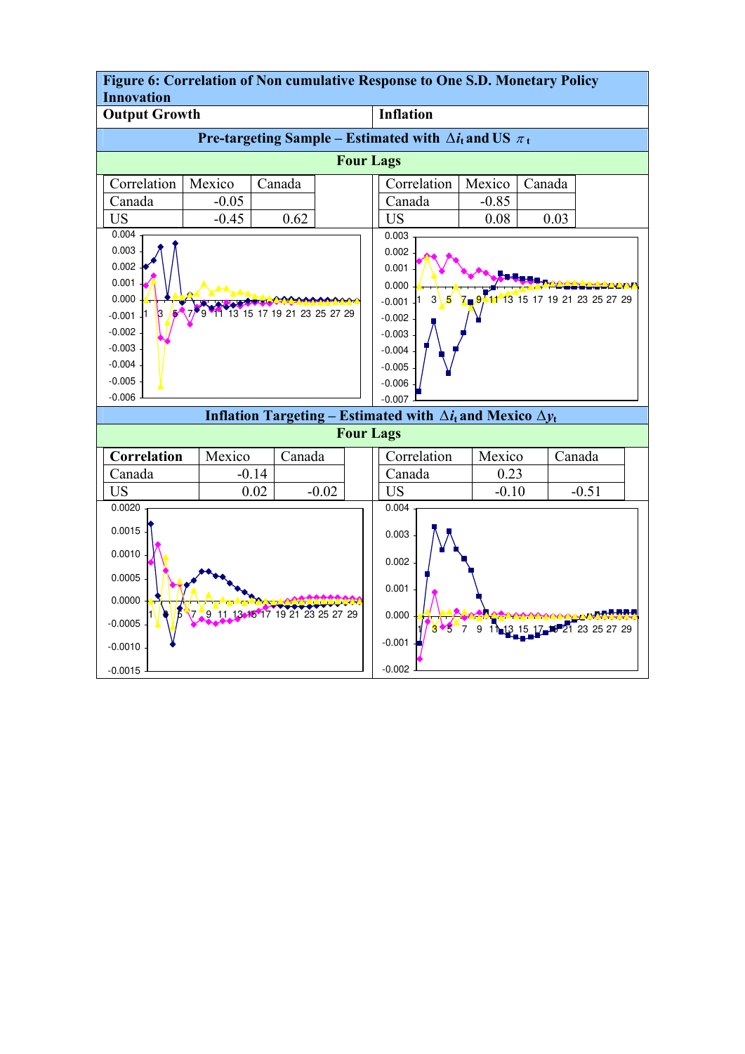**Figure 6: Correlation of Non cumulative Response to One S.D. Monetary Policy Innovation**

**Output Growth** | **Inflation**

**Pre-targeting Sample – Estimated with $\Delta i_t$ and US $\pi_t$**

**Four Lags**

Output Growth:

| Correlation | Mexico | Canada |
|---|---|---|
| Canada | -0.05 | |
| US | -0.45 | 0.62 |

Inflation:

| Correlation | Mexico | Canada |
|---|---|---|
| Canada | -0.85 | |
| US | 0.08 | 0.03 |

**Inflation Targeting – Estimated with $\Delta i_t$ and Mexico $\Delta y_t$**

**Four Lags**

Output Growth:

| **Correlation** | Mexico | Canada |
|---|---|---|
| Canada | -0.14 | |
| US | 0.02 | -0.02 |

Inflation:

| Correlation | Mexico | Canada |
|---|---|---|
| Canada | 0.23 | |
| US | -0.10 | -0.51 |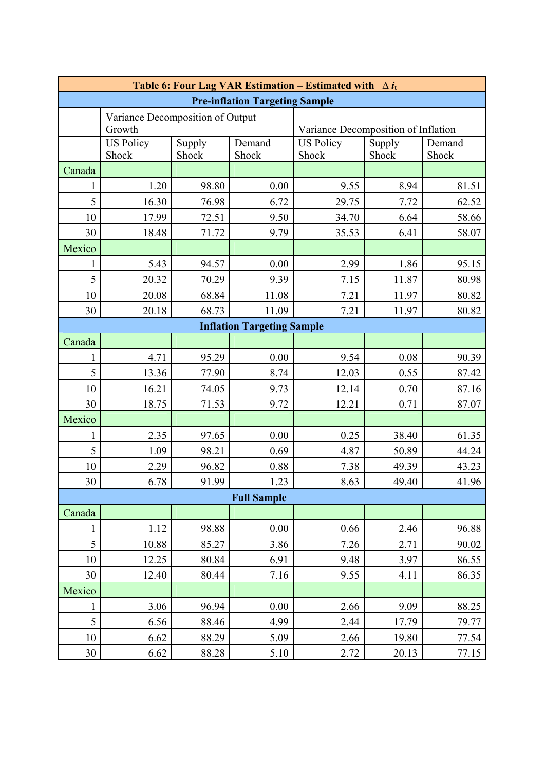**Table 6: Four Lag VAR Estimation – Estimated with $\Delta i_t$**

| | Variance Decomposition of Output Growth | | | Variance Decomposition of Inflation | | |
|---|---|---|---|---|---|---|
| | US Policy Shock | Supply Shock | Demand Shock | US Policy Shock | Supply Shock | Demand Shock |
| **Pre-inflation Targeting Sample** | | | | | | |
| Canada | | | | | | |
| 1 | 1.20 | 98.80 | 0.00 | 9.55 | 8.94 | 81.51 |
| 5 | 16.30 | 76.98 | 6.72 | 29.75 | 7.72 | 62.52 |
| 10 | 17.99 | 72.51 | 9.50 | 34.70 | 6.64 | 58.66 |
| 30 | 18.48 | 71.72 | 9.79 | 35.53 | 6.41 | 58.07 |
| Mexico | | | | | | |
| 1 | 5.43 | 94.57 | 0.00 | 2.99 | 1.86 | 95.15 |
| 5 | 20.32 | 70.29 | 9.39 | 7.15 | 11.87 | 80.98 |
| 10 | 20.08 | 68.84 | 11.08 | 7.21 | 11.97 | 80.82 |
| 30 | 20.18 | 68.73 | 11.09 | 7.21 | 11.97 | 80.82 |
| **Inflation Targeting Sample** | | | | | | |
| Canada | | | | | | |
| 1 | 4.71 | 95.29 | 0.00 | 9.54 | 0.08 | 90.39 |
| 5 | 13.36 | 77.90 | 8.74 | 12.03 | 0.55 | 87.42 |
| 10 | 16.21 | 74.05 | 9.73 | 12.14 | 0.70 | 87.16 |
| 30 | 18.75 | 71.53 | 9.72 | 12.21 | 0.71 | 87.07 |
| Mexico | | | | | | |
| 1 | 2.35 | 97.65 | 0.00 | 0.25 | 38.40 | 61.35 |
| 5 | 1.09 | 98.21 | 0.69 | 4.87 | 50.89 | 44.24 |
| 10 | 2.29 | 96.82 | 0.88 | 7.38 | 49.39 | 43.23 |
| 30 | 6.78 | 91.99 | 1.23 | 8.63 | 49.40 | 41.96 |
| **Full Sample** | | | | | | |
| Canada | | | | | | |
| 1 | 1.12 | 98.88 | 0.00 | 0.66 | 2.46 | 96.88 |
| 5 | 10.88 | 85.27 | 3.86 | 7.26 | 2.71 | 90.02 |
| 10 | 12.25 | 80.84 | 6.91 | 9.48 | 3.97 | 86.55 |
| 30 | 12.40 | 80.44 | 7.16 | 9.55 | 4.11 | 86.35 |
| Mexico | | | | | | |
| 1 | 3.06 | 96.94 | 0.00 | 2.66 | 9.09 | 88.25 |
| 5 | 6.56 | 88.46 | 4.99 | 2.44 | 17.79 | 79.77 |
| 10 | 6.62 | 88.29 | 5.09 | 2.66 | 19.80 | 77.54 |
| 30 | 6.62 | 88.28 | 5.10 | 2.72 | 20.13 | 77.15 |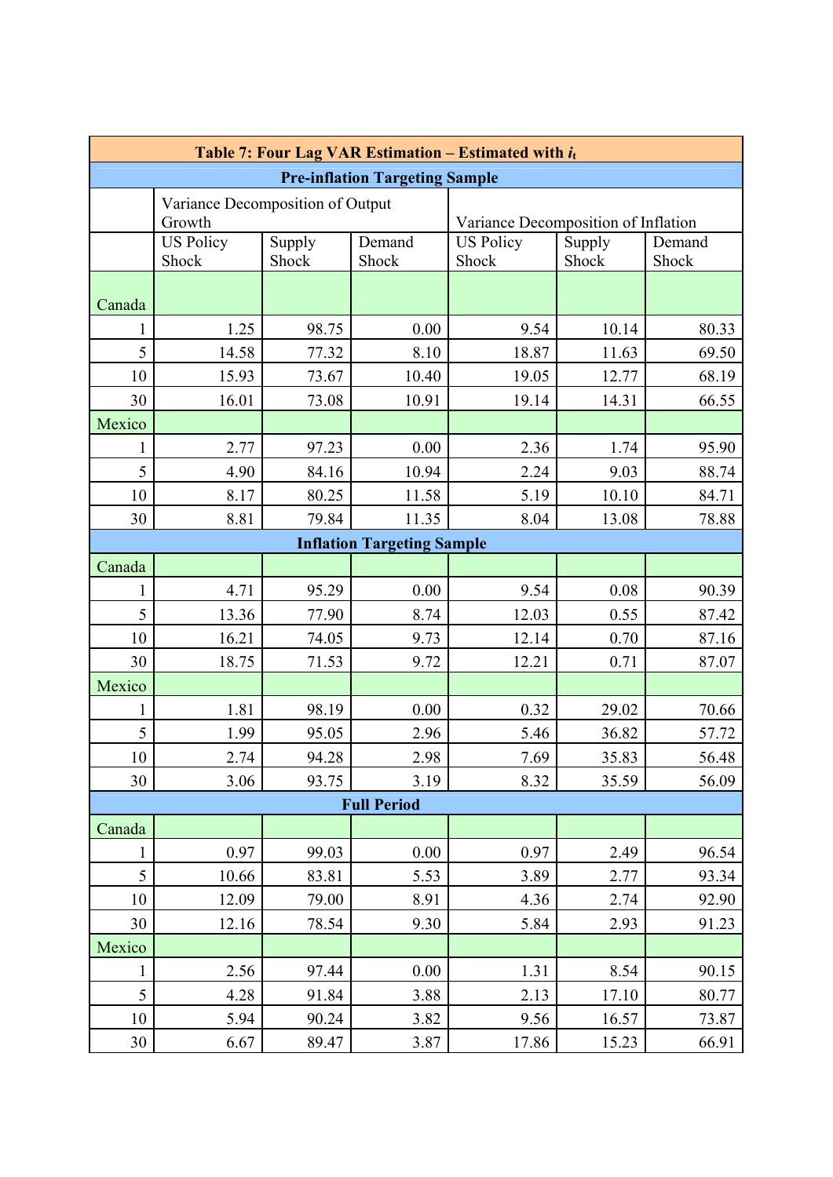| Table 7: Four Lag VAR Estimation – Estimated with $i_t$ | | | | | | |
|---|---|---|---|---|---|---|
| **Pre-inflation Targeting Sample** | | | | | | |
| | Variance Decomposition of Output Growth | | | Variance Decomposition of Inflation | | |
| | US Policy Shock | Supply Shock | Demand Shock | US Policy Shock | Supply Shock | Demand Shock |
| Canada | | | | | | |
| 1 | 1.25 | 98.75 | 0.00 | 9.54 | 10.14 | 80.33 |
| 5 | 14.58 | 77.32 | 8.10 | 18.87 | 11.63 | 69.50 |
| 10 | 15.93 | 73.67 | 10.40 | 19.05 | 12.77 | 68.19 |
| 30 | 16.01 | 73.08 | 10.91 | 19.14 | 14.31 | 66.55 |
| Mexico | | | | | | |
| 1 | 2.77 | 97.23 | 0.00 | 2.36 | 1.74 | 95.90 |
| 5 | 4.90 | 84.16 | 10.94 | 2.24 | 9.03 | 88.74 |
| 10 | 8.17 | 80.25 | 11.58 | 5.19 | 10.10 | 84.71 |
| 30 | 8.81 | 79.84 | 11.35 | 8.04 | 13.08 | 78.88 |
| **Inflation Targeting Sample** | | | | | | |
| Canada | | | | | | |
| 1 | 4.71 | 95.29 | 0.00 | 9.54 | 0.08 | 90.39 |
| 5 | 13.36 | 77.90 | 8.74 | 12.03 | 0.55 | 87.42 |
| 10 | 16.21 | 74.05 | 9.73 | 12.14 | 0.70 | 87.16 |
| 30 | 18.75 | 71.53 | 9.72 | 12.21 | 0.71 | 87.07 |
| Mexico | | | | | | |
| 1 | 1.81 | 98.19 | 0.00 | 0.32 | 29.02 | 70.66 |
| 5 | 1.99 | 95.05 | 2.96 | 5.46 | 36.82 | 57.72 |
| 10 | 2.74 | 94.28 | 2.98 | 7.69 | 35.83 | 56.48 |
| 30 | 3.06 | 93.75 | 3.19 | 8.32 | 35.59 | 56.09 |
| **Full Period** | | | | | | |
| Canada | | | | | | |
| 1 | 0.97 | 99.03 | 0.00 | 0.97 | 2.49 | 96.54 |
| 5 | 10.66 | 83.81 | 5.53 | 3.89 | 2.77 | 93.34 |
| 10 | 12.09 | 79.00 | 8.91 | 4.36 | 2.74 | 92.90 |
| 30 | 12.16 | 78.54 | 9.30 | 5.84 | 2.93 | 91.23 |
| Mexico | | | | | | |
| 1 | 2.56 | 97.44 | 0.00 | 1.31 | 8.54 | 90.15 |
| 5 | 4.28 | 91.84 | 3.88 | 2.13 | 17.10 | 80.77 |
| 10 | 5.94 | 90.24 | 3.82 | 9.56 | 16.57 | 73.87 |
| 30 | 6.67 | 89.47 | 3.87 | 17.86 | 15.23 | 66.91 |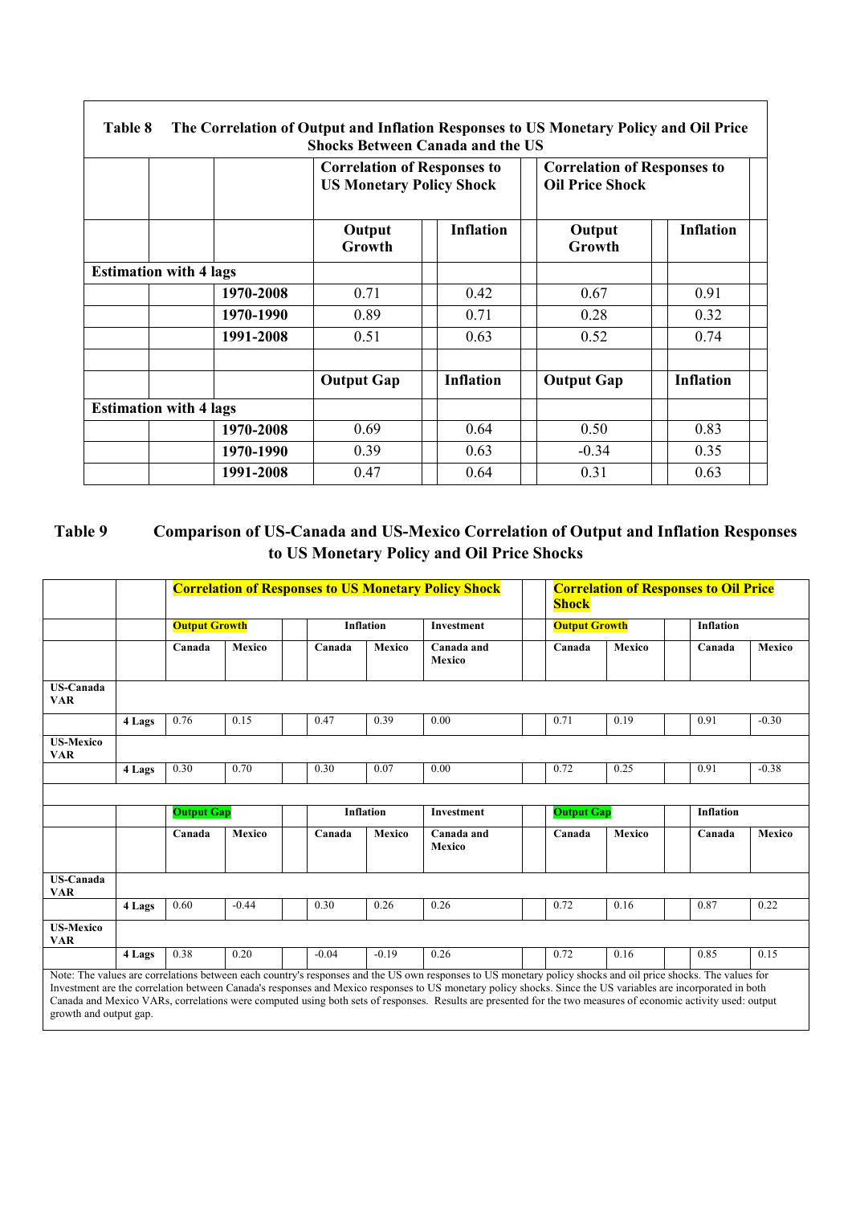**Table 8 The Correlation of Output and Inflation Responses to US Monetary Policy and Oil Price Shocks Between Canada and the US**

| | Correlation of Responses to US Monetary Policy Shock | | Correlation of Responses to Oil Price Shock | |
|---|---|---|---|---|
| | **Output Growth** | **Inflation** | **Output Growth** | **Inflation** |
| **Estimation with 4 lags** | | | | |
| **1970-2008** | 0.71 | 0.42 | 0.67 | 0.91 |
| **1970-1990** | 0.89 | 0.71 | 0.28 | 0.32 |
| **1991-2008** | 0.51 | 0.63 | 0.52 | 0.74 |
| | | | | |
| | **Output Gap** | **Inflation** | **Output Gap** | **Inflation** |
| **Estimation with 4 lags** | | | | |
| **1970-2008** | 0.69 | 0.64 | 0.50 | 0.83 |
| **1970-1990** | 0.39 | 0.63 | -0.34 | 0.35 |
| **1991-2008** | 0.47 | 0.64 | 0.31 | 0.63 |

**Table 9 Comparison of US-Canada and US-Mexico Correlation of Output and Inflation Responses to US Monetary Policy and Oil Price Shocks**

| | | Correlation of Responses to US Monetary Policy Shock | | | | | Correlation of Responses to Oil Price Shock | | | |
|---|---|---|---|---|---|---|---|---|---|---|
| | | Output Growth | | Inflation | | Investment | Output Growth | | Inflation | |
| | | Canada | Mexico | Canada | Mexico | Canada and Mexico | Canada | Mexico | Canada | Mexico |
| **US-Canada VAR** | | | | | | | | | | |
| | 4 Lags | 0.76 | 0.15 | 0.47 | 0.39 | 0.00 | 0.71 | 0.19 | 0.91 | -0.30 |
| **US-Mexico VAR** | | | | | | | | | | |
| | 4 Lags | 0.30 | 0.70 | 0.30 | 0.07 | 0.00 | 0.72 | 0.25 | 0.91 | -0.38 |
| | | | | | | | | | | |
| | | Output Gap | | Inflation | | Investment | Output Gap | | Inflation | |
| | | Canada | Mexico | Canada | Mexico | Canada and Mexico | Canada | Mexico | Canada | Mexico |
| **US-Canada VAR** | | | | | | | | | | |
| | 4 Lags | 0.60 | -0.44 | 0.30 | 0.26 | 0.26 | 0.72 | 0.16 | 0.87 | 0.22 |
| **US-Mexico VAR** | | | | | | | | | | |
| | 4 Lags | 0.38 | 0.20 | -0.04 | -0.19 | 0.26 | 0.72 | 0.16 | 0.85 | 0.15 |

Note: The values are correlations between each country's responses and the US own responses to US monetary policy shocks and oil price shocks. The values for Investment are the correlation between Canada's responses and Mexico responses to US monetary policy shocks. Since the US variables are incorporated in both Canada and Mexico VARs, correlations were computed using both sets of responses. Results are presented for the two measures of economic activity used: output growth and output gap.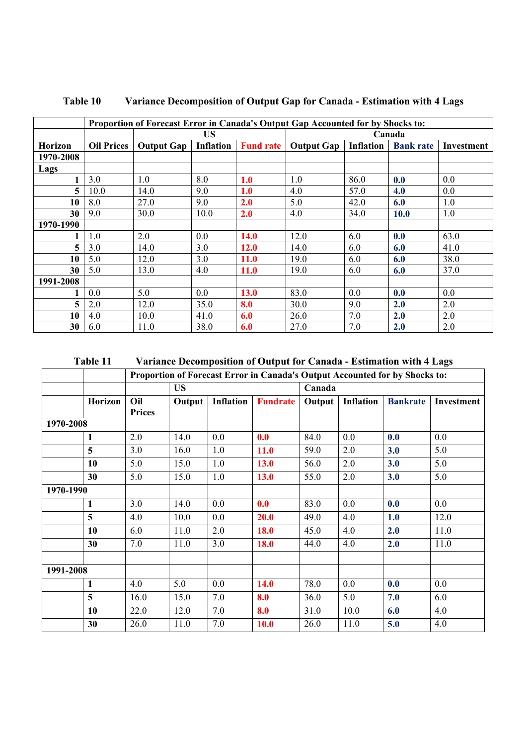**Table 10 Variance Decomposition of Output Gap for Canada - Estimation with 4 Lags**

| | Proportion of Forecast Error in Canada's Output Gap Accounted for by Shocks to: | | | | | | | |
|---|---|---|---|---|---|---|---|---|
| | | US | | | Canada | | | |
| Horizon | Oil Prices | Output Gap | Inflation | Fund rate | Output Gap | Inflation | Bank rate | Investment |
| **1970-2008** | | | | | | | | |
| **Lags** | | | | | | | | |
| **1** | 3.0 | 1.0 | 8.0 | **1.0** | 1.0 | 86.0 | **0.0** | 0.0 |
| **5** | 10.0 | 14.0 | 9.0 | **1.0** | 4.0 | 57.0 | **4.0** | 0.0 |
| **10** | 8.0 | 27.0 | 9.0 | **2.0** | 5.0 | 42.0 | **6.0** | 1.0 |
| **30** | 9.0 | 30.0 | 10.0 | **2.0** | 4.0 | 34.0 | **10.0** | 1.0 |
| **1970-1990** | | | | | | | | |
| **1** | 1.0 | 2.0 | 0.0 | **14.0** | 12.0 | 6.0 | **0.0** | 63.0 |
| **5** | 3.0 | 14.0 | 3.0 | **12.0** | 14.0 | 6.0 | **6.0** | 41.0 |
| **10** | 5.0 | 12.0 | 3.0 | **11.0** | 19.0 | 6.0 | **6.0** | 38.0 |
| **30** | 5.0 | 13.0 | 4.0 | **11.0** | 19.0 | 6.0 | **6.0** | 37.0 |
| **1991-2008** | | | | | | | | |
| **1** | 0.0 | 5.0 | 0.0 | **13.0** | 83.0 | 0.0 | **0.0** | 0.0 |
| **5** | 2.0 | 12.0 | 35.0 | **8.0** | 30.0 | 9.0 | **2.0** | 2.0 |
| **10** | 4.0 | 10.0 | 41.0 | **6.0** | 26.0 | 7.0 | **2.0** | 2.0 |
| **30** | 6.0 | 11.0 | 38.0 | **6.0** | 27.0 | 7.0 | **2.0** | 2.0 |

**Table 11 Variance Decomposition of Output for Canada - Estimation with 4 Lags**

| | | Proportion of Forecast Error in Canada's Output Accounted for by Shocks to: | | | | | | | |
|---|---|---|---|---|---|---|---|---|---|
| | | | US | | | Canada | | | |
| | Horizon | Oil Prices | Output | Inflation | Fundrate | Output | Inflation | Bankrate | Investment |
| **1970-2008** | | | | | | | | | |
| | **1** | 2.0 | 14.0 | 0.0 | **0.0** | 84.0 | 0.0 | **0.0** | 0.0 |
| | **5** | 3.0 | 16.0 | 1.0 | **11.0** | 59.0 | 2.0 | **3.0** | 5.0 |
| | **10** | 5.0 | 15.0 | 1.0 | **13.0** | 56.0 | 2.0 | **3.0** | 5.0 |
| | **30** | 5.0 | 15.0 | 1.0 | **13.0** | 55.0 | 2.0 | **3.0** | 5.0 |
| **1970-1990** | | | | | | | | | |
| | **1** | 3.0 | 14.0 | 0.0 | **0.0** | 83.0 | 0.0 | **0.0** | 0.0 |
| | **5** | 4.0 | 10.0 | 0.0 | **20.0** | 49.0 | 4.0 | **1.0** | 12.0 |
| | **10** | 6.0 | 11.0 | 2.0 | **18.0** | 45.0 | 4.0 | **2.0** | 11.0 |
| | **30** | 7.0 | 11.0 | 3.0 | **18.0** | 44.0 | 4.0 | **2.0** | 11.0 |
| | | | | | | | | | |
| **1991-2008** | | | | | | | | | |
| | **1** | 4.0 | 5.0 | 0.0 | **14.0** | 78.0 | 0.0 | **0.0** | 0.0 |
| | **5** | 16.0 | 15.0 | 7.0 | **8.0** | 36.0 | 5.0 | **7.0** | 6.0 |
| | **10** | 22.0 | 12.0 | 7.0 | **8.0** | 31.0 | 10.0 | **6.0** | 4.0 |
| | **30** | 26.0 | 11.0 | 7.0 | **10.0** | 26.0 | 11.0 | **5.0** | 4.0 |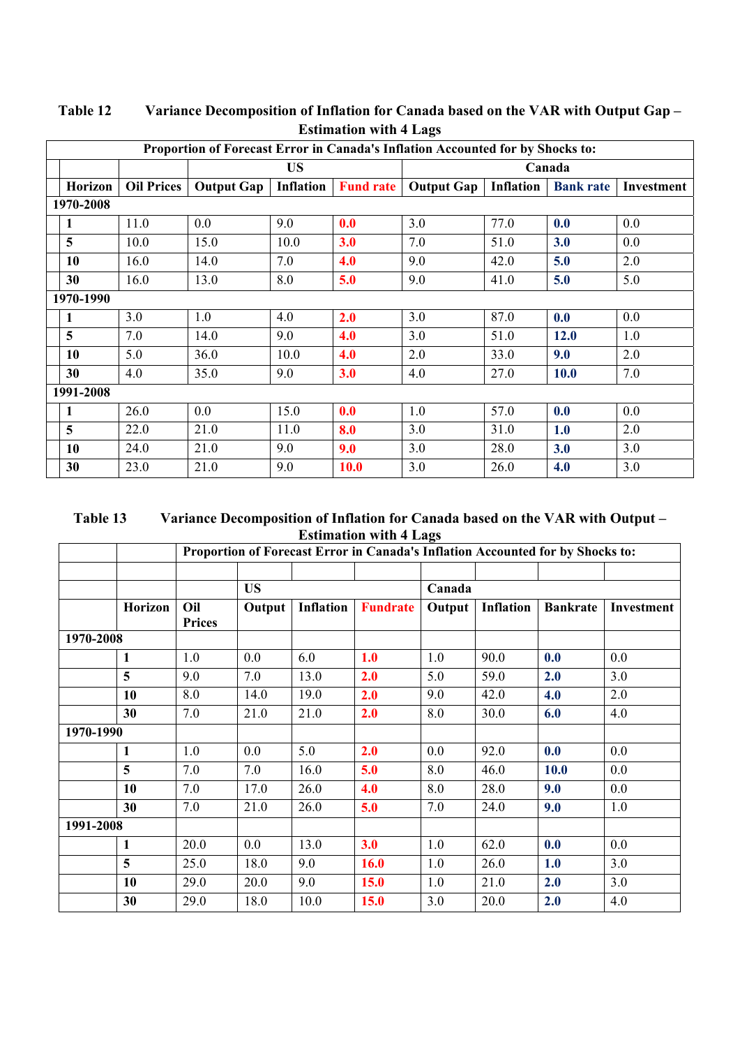**Table 12 Variance Decomposition of Inflation for Canada based on the VAR with Output Gap – Estimation with 4 Lags**

| Proportion of Forecast Error in Canada's Inflation Accounted for by Shocks to: | | | | | | | | | |
|---|---|---|---|---|---|---|---|---|---|
| | | | US | | | Canada | | | |
| | Horizon | Oil Prices | Output Gap | Inflation | Fund rate | Output Gap | Inflation | Bank rate | Investment |
| 1970-2008 | | | | | | | | | |
| | 1 | 11.0 | 0.0 | 9.0 | 0.0 | 3.0 | 77.0 | 0.0 | 0.0 |
| | 5 | 10.0 | 15.0 | 10.0 | 3.0 | 7.0 | 51.0 | 3.0 | 0.0 |
| | 10 | 16.0 | 14.0 | 7.0 | 4.0 | 9.0 | 42.0 | 5.0 | 2.0 |
| | 30 | 16.0 | 13.0 | 8.0 | 5.0 | 9.0 | 41.0 | 5.0 | 5.0 |
| 1970-1990 | | | | | | | | | |
| | 1 | 3.0 | 1.0 | 4.0 | 2.0 | 3.0 | 87.0 | 0.0 | 0.0 |
| | 5 | 7.0 | 14.0 | 9.0 | 4.0 | 3.0 | 51.0 | 12.0 | 1.0 |
| | 10 | 5.0 | 36.0 | 10.0 | 4.0 | 2.0 | 33.0 | 9.0 | 2.0 |
| | 30 | 4.0 | 35.0 | 9.0 | 3.0 | 4.0 | 27.0 | 10.0 | 7.0 |
| 1991-2008 | | | | | | | | | |
| | 1 | 26.0 | 0.0 | 15.0 | 0.0 | 1.0 | 57.0 | 0.0 | 0.0 |
| | 5 | 22.0 | 21.0 | 11.0 | 8.0 | 3.0 | 31.0 | 1.0 | 2.0 |
| | 10 | 24.0 | 21.0 | 9.0 | 9.0 | 3.0 | 28.0 | 3.0 | 3.0 |
| | 30 | 23.0 | 21.0 | 9.0 | 10.0 | 3.0 | 26.0 | 4.0 | 3.0 |

**Table 13 Variance Decomposition of Inflation for Canada based on the VAR with Output – Estimation with 4 Lags**

| | | Proportion of Forecast Error in Canada's Inflation Accounted for by Shocks to: | | | | | | | |
|---|---|---|---|---|---|---|---|---|---|
| | | | US | | | Canada | | | |
| | Horizon | Oil Prices | Output | Inflation | Fundrate | Output | Inflation | Bankrate | Investment |
| 1970-2008 | | | | | | | | | |
| | 1 | 1.0 | 0.0 | 6.0 | 1.0 | 1.0 | 90.0 | 0.0 | 0.0 |
| | 5 | 9.0 | 7.0 | 13.0 | 2.0 | 5.0 | 59.0 | 2.0 | 3.0 |
| | 10 | 8.0 | 14.0 | 19.0 | 2.0 | 9.0 | 42.0 | 4.0 | 2.0 |
| | 30 | 7.0 | 21.0 | 21.0 | 2.0 | 8.0 | 30.0 | 6.0 | 4.0 |
| 1970-1990 | | | | | | | | | |
| | 1 | 1.0 | 0.0 | 5.0 | 2.0 | 0.0 | 92.0 | 0.0 | 0.0 |
| | 5 | 7.0 | 7.0 | 16.0 | 5.0 | 8.0 | 46.0 | 10.0 | 0.0 |
| | 10 | 7.0 | 17.0 | 26.0 | 4.0 | 8.0 | 28.0 | 9.0 | 0.0 |
| | 30 | 7.0 | 21.0 | 26.0 | 5.0 | 7.0 | 24.0 | 9.0 | 1.0 |
| 1991-2008 | | | | | | | | | |
| | 1 | 20.0 | 0.0 | 13.0 | 3.0 | 1.0 | 62.0 | 0.0 | 0.0 |
| | 5 | 25.0 | 18.0 | 9.0 | 16.0 | 1.0 | 26.0 | 1.0 | 3.0 |
| | 10 | 29.0 | 20.0 | 9.0 | 15.0 | 1.0 | 21.0 | 2.0 | 3.0 |
| | 30 | 29.0 | 18.0 | 10.0 | 15.0 | 3.0 | 20.0 | 2.0 | 4.0 |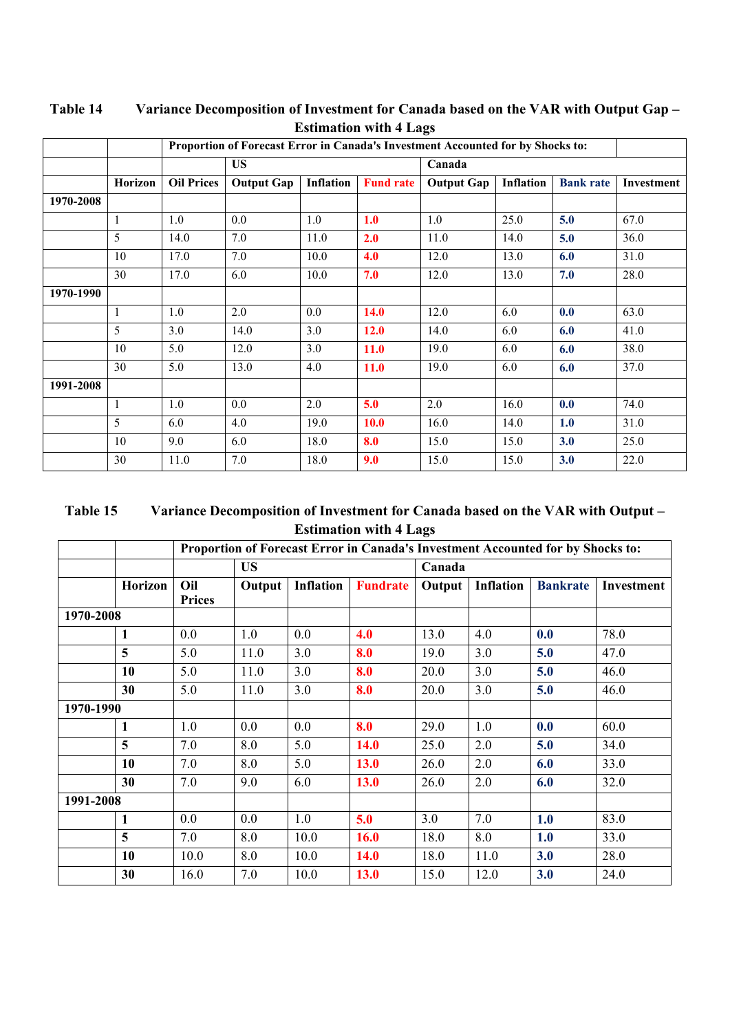**Table 14 Variance Decomposition of Investment for Canada based on the VAR with Output Gap – Estimation with 4 Lags**

| | | Proportion of Forecast Error in Canada's Investment Accounted for by Shocks to: | | | | | | | |
|---|---|---|---|---|---|---|---|---|---|
| | | | US | | | Canada | | | |
| | Horizon | Oil Prices | Output Gap | Inflation | Fund rate | Output Gap | Inflation | Bank rate | Investment |
| 1970-2008 | | | | | | | | | |
| | 1 | 1.0 | 0.0 | 1.0 | 1.0 | 1.0 | 25.0 | 5.0 | 67.0 |
| | 5 | 14.0 | 7.0 | 11.0 | 2.0 | 11.0 | 14.0 | 5.0 | 36.0 |
| | 10 | 17.0 | 7.0 | 10.0 | 4.0 | 12.0 | 13.0 | 6.0 | 31.0 |
| | 30 | 17.0 | 6.0 | 10.0 | 7.0 | 12.0 | 13.0 | 7.0 | 28.0 |
| 1970-1990 | | | | | | | | | |
| | 1 | 1.0 | 2.0 | 0.0 | 14.0 | 12.0 | 6.0 | 0.0 | 63.0 |
| | 5 | 3.0 | 14.0 | 3.0 | 12.0 | 14.0 | 6.0 | 6.0 | 41.0 |
| | 10 | 5.0 | 12.0 | 3.0 | 11.0 | 19.0 | 6.0 | 6.0 | 38.0 |
| | 30 | 5.0 | 13.0 | 4.0 | 11.0 | 19.0 | 6.0 | 6.0 | 37.0 |
| 1991-2008 | | | | | | | | | |
| | 1 | 1.0 | 0.0 | 2.0 | 5.0 | 2.0 | 16.0 | 0.0 | 74.0 |
| | 5 | 6.0 | 4.0 | 19.0 | 10.0 | 16.0 | 14.0 | 1.0 | 31.0 |
| | 10 | 9.0 | 6.0 | 18.0 | 8.0 | 15.0 | 15.0 | 3.0 | 25.0 |
| | 30 | 11.0 | 7.0 | 18.0 | 9.0 | 15.0 | 15.0 | 3.0 | 22.0 |

**Table 15 Variance Decomposition of Investment for Canada based on the VAR with Output – Estimation with 4 Lags**

| | | Proportion of Forecast Error in Canada's Investment Accounted for by Shocks to: | | | | | | | |
|---|---|---|---|---|---|---|---|---|---|
| | | | US | | | Canada | | | |
| | Horizon | Oil Prices | Output | Inflation | Fundrate | Output | Inflation | Bankrate | Investment |
| 1970-2008 | | | | | | | | | |
| | 1 | 0.0 | 1.0 | 0.0 | 4.0 | 13.0 | 4.0 | 0.0 | 78.0 |
| | 5 | 5.0 | 11.0 | 3.0 | 8.0 | 19.0 | 3.0 | 5.0 | 47.0 |
| | 10 | 5.0 | 11.0 | 3.0 | 8.0 | 20.0 | 3.0 | 5.0 | 46.0 |
| | 30 | 5.0 | 11.0 | 3.0 | 8.0 | 20.0 | 3.0 | 5.0 | 46.0 |
| 1970-1990 | | | | | | | | | |
| | 1 | 1.0 | 0.0 | 0.0 | 8.0 | 29.0 | 1.0 | 0.0 | 60.0 |
| | 5 | 7.0 | 8.0 | 5.0 | 14.0 | 25.0 | 2.0 | 5.0 | 34.0 |
| | 10 | 7.0 | 8.0 | 5.0 | 13.0 | 26.0 | 2.0 | 6.0 | 33.0 |
| | 30 | 7.0 | 9.0 | 6.0 | 13.0 | 26.0 | 2.0 | 6.0 | 32.0 |
| 1991-2008 | | | | | | | | | |
| | 1 | 0.0 | 0.0 | 1.0 | 5.0 | 3.0 | 7.0 | 1.0 | 83.0 |
| | 5 | 7.0 | 8.0 | 10.0 | 16.0 | 18.0 | 8.0 | 1.0 | 33.0 |
| | 10 | 10.0 | 8.0 | 10.0 | 14.0 | 18.0 | 11.0 | 3.0 | 28.0 |
| | 30 | 16.0 | 7.0 | 10.0 | 13.0 | 15.0 | 12.0 | 3.0 | 24.0 |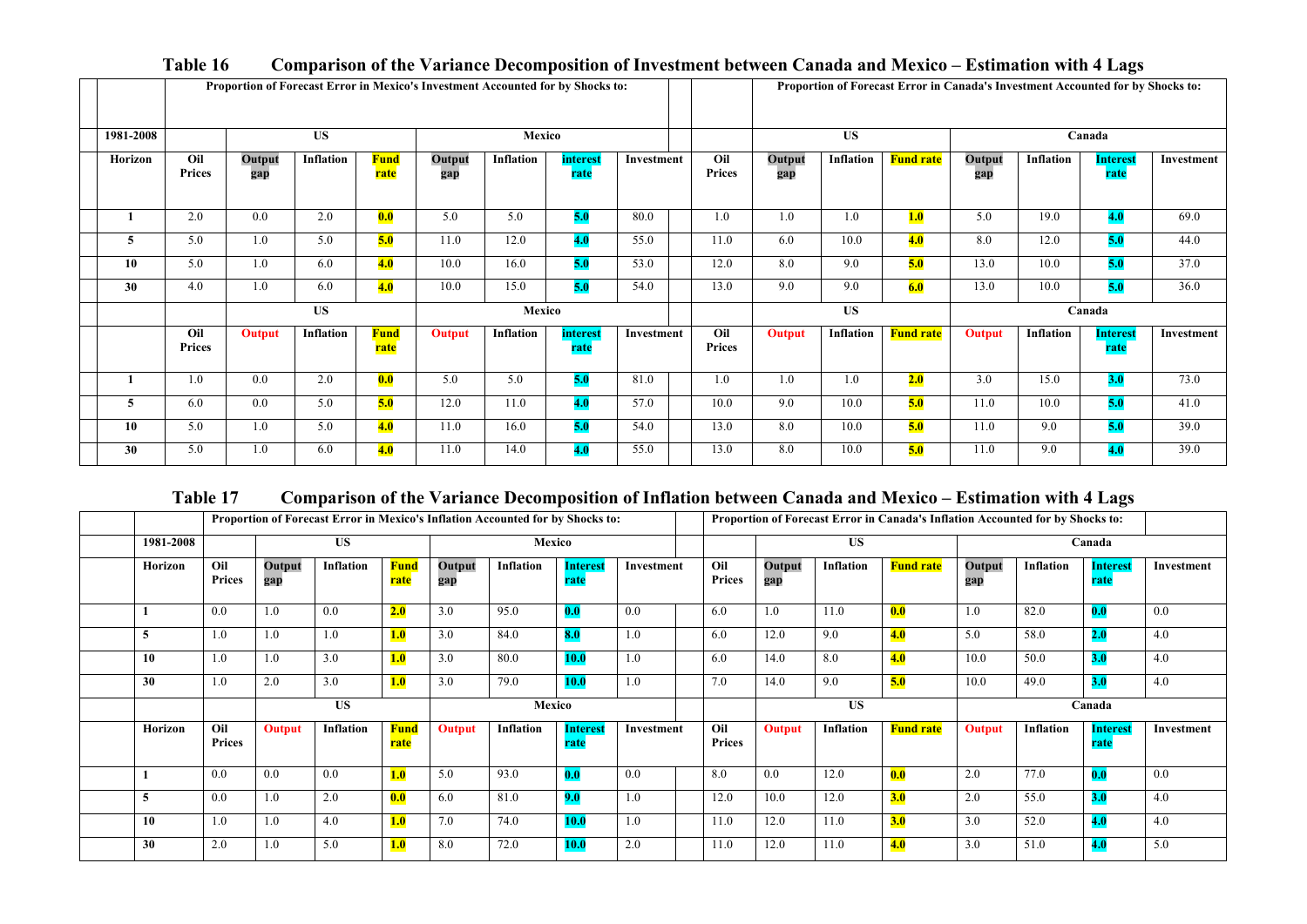## Table 16 Comparison of the Variance Decomposition of Investment between Canada and Mexico – Estimation with 4 Lags

| | Proportion of Forecast Error in Mexico's Investment Accounted for by Shocks to: | | | | | | | | | Proportion of Forecast Error in Canada's Investment Accounted for by Shocks to: | | | | | | | |
|---|---|---|---|---|---|---|---|---|---|---|---|---|---|---|---|---|---|
| 1981-2008 | | US | | | Mexico | | | | | | US | | | Canada | | | |
| Horizon | Oil Prices | Output gap | Inflation | Fund rate | Output gap | Inflation | interest rate | Investment | | Oil Prices | Output gap | Inflation | Fund rate | Output gap | Inflation | Interest rate | Investment |
| 1 | 2.0 | 0.0 | 2.0 | 0.0 | 5.0 | 5.0 | 5.0 | 80.0 | | 1.0 | 1.0 | 1.0 | 1.0 | 5.0 | 19.0 | 4.0 | 69.0 |
| 5 | 5.0 | 1.0 | 5.0 | 5.0 | 11.0 | 12.0 | 4.0 | 55.0 | | 11.0 | 6.0 | 10.0 | 4.0 | 8.0 | 12.0 | 5.0 | 44.0 |
| 10 | 5.0 | 1.0 | 6.0 | 4.0 | 10.0 | 16.0 | 5.0 | 53.0 | | 12.0 | 8.0 | 9.0 | 5.0 | 13.0 | 10.0 | 5.0 | 37.0 |
| 30 | 4.0 | 1.0 | 6.0 | 4.0 | 10.0 | 15.0 | 5.0 | 54.0 | | 13.0 | 9.0 | 9.0 | 6.0 | 13.0 | 10.0 | 5.0 | 36.0 |
| | | US | | | Mexico | | | | | | US | | | Canada | | | |
| | Oil Prices | Output | Inflation | Fund rate | Output | Inflation | interest rate | Investment | | Oil Prices | Output | Inflation | Fund rate | Output | Inflation | Interest rate | Investment |
| 1 | 1.0 | 0.0 | 2.0 | 0.0 | 5.0 | 5.0 | 5.0 | 81.0 | | 1.0 | 1.0 | 1.0 | 2.0 | 3.0 | 15.0 | 3.0 | 73.0 |
| 5 | 6.0 | 0.0 | 5.0 | 5.0 | 12.0 | 11.0 | 4.0 | 57.0 | | 10.0 | 9.0 | 10.0 | 5.0 | 11.0 | 10.0 | 5.0 | 41.0 |
| 10 | 5.0 | 1.0 | 5.0 | 4.0 | 11.0 | 16.0 | 5.0 | 54.0 | | 13.0 | 8.0 | 10.0 | 5.0 | 11.0 | 9.0 | 5.0 | 39.0 |
| 30 | 5.0 | 1.0 | 6.0 | 4.0 | 11.0 | 14.0 | 4.0 | 55.0 | | 13.0 | 8.0 | 10.0 | 5.0 | 11.0 | 9.0 | 4.0 | 39.0 |

## Table 17 Comparison of the Variance Decomposition of Inflation between Canada and Mexico – Estimation with 4 Lags

| | Proportion of Forecast Error in Mexico's Inflation Accounted for by Shocks to: | | | | | | | | | Proportion of Forecast Error in Canada's Inflation Accounted for by Shocks to: | | | | | | | |
|---|---|---|---|---|---|---|---|---|---|---|---|---|---|---|---|---|---|
| 1981-2008 | | US | | | Mexico | | | | | | US | | | Canada | | | |
| Horizon | Oil Prices | Output gap | Inflation | Fund rate | Output gap | Inflation | Interest rate | Investment | | Oil Prices | Output gap | Inflation | Fund rate | Output gap | Inflation | Interest rate | Investment |
| 1 | 0.0 | 1.0 | 0.0 | 2.0 | 3.0 | 95.0 | 0.0 | 0.0 | | 6.0 | 1.0 | 11.0 | 0.0 | 1.0 | 82.0 | 0.0 | 0.0 |
| 5 | 1.0 | 1.0 | 1.0 | 1.0 | 3.0 | 84.0 | 8.0 | 1.0 | | 6.0 | 12.0 | 9.0 | 4.0 | 5.0 | 58.0 | 2.0 | 4.0 |
| 10 | 1.0 | 1.0 | 3.0 | 1.0 | 3.0 | 80.0 | 10.0 | 1.0 | | 6.0 | 14.0 | 8.0 | 4.0 | 10.0 | 50.0 | 3.0 | 4.0 |
| 30 | 1.0 | 2.0 | 3.0 | 1.0 | 3.0 | 79.0 | 10.0 | 1.0 | | 7.0 | 14.0 | 9.0 | 5.0 | 10.0 | 49.0 | 3.0 | 4.0 |
| | | US | | | Mexico | | | | | | US | | | Canada | | | |
| Horizon | Oil Prices | Output | Inflation | Fund rate | Output | Inflation | Interest rate | Investment | | Oil Prices | Output | Inflation | Fund rate | Output | Inflation | Interest rate | Investment |
| 1 | 0.0 | 0.0 | 0.0 | 1.0 | 5.0 | 93.0 | 0.0 | 0.0 | | 8.0 | 0.0 | 12.0 | 0.0 | 2.0 | 77.0 | 0.0 | 0.0 |
| 5 | 0.0 | 1.0 | 2.0 | 0.0 | 6.0 | 81.0 | 9.0 | 1.0 | | 12.0 | 10.0 | 12.0 | 3.0 | 2.0 | 55.0 | 3.0 | 4.0 |
| 10 | 1.0 | 1.0 | 4.0 | 1.0 | 7.0 | 74.0 | 10.0 | 1.0 | | 11.0 | 12.0 | 11.0 | 3.0 | 3.0 | 52.0 | 4.0 | 4.0 |
| 30 | 2.0 | 1.0 | 5.0 | 1.0 | 8.0 | 72.0 | 10.0 | 2.0 | | 11.0 | 12.0 | 11.0 | 4.0 | 3.0 | 51.0 | 4.0 | 5.0 |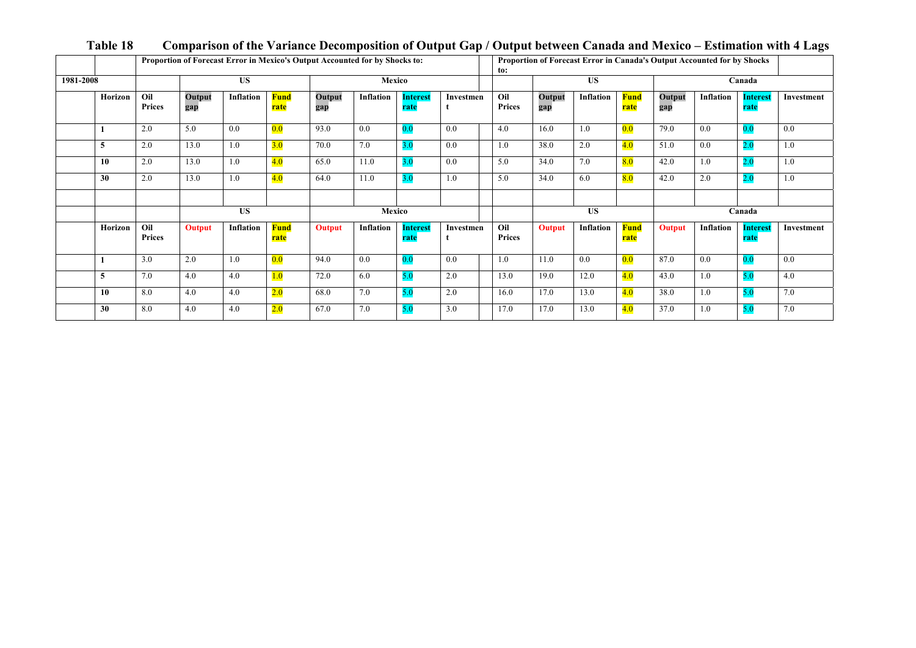**Table 18 Comparison of the Variance Decomposition of Output Gap / Output between Canada and Mexico – Estimation with 4 Lags**

| | | Proportion of Forecast Error in Mexico's Output Accounted for by Shocks to: | | | | | | | | | Proportion of Forecast Error in Canada's Output Accounted for by Shocks to: | | | | | | | |
|---|---|---|---|---|---|---|---|---|---|---|---|---|---|---|---|---|---|---|
| 1981-2008 | | | US | | | Mexico | | | | | | US | | | Canada | | | |
| | Horizon | Oil Prices | Output gap | Inflation | Fund rate | Output gap | Inflation | Interest rate | Investment | | Oil Prices | Output gap | Inflation | Fund rate | Output gap | Inflation | Interest rate | Investment |
| | 1 | 2.0 | 5.0 | 0.0 | 0.0 | 93.0 | 0.0 | 0.0 | 0.0 | | 4.0 | 16.0 | 1.0 | 0.0 | 79.0 | 0.0 | 0.0 | 0.0 |
| | 5 | 2.0 | 13.0 | 1.0 | 3.0 | 70.0 | 7.0 | 3.0 | 0.0 | | 1.0 | 38.0 | 2.0 | 4.0 | 51.0 | 0.0 | 2.0 | 1.0 |
| | 10 | 2.0 | 13.0 | 1.0 | 4.0 | 65.0 | 11.0 | 3.0 | 0.0 | | 5.0 | 34.0 | 7.0 | 8.0 | 42.0 | 1.0 | 2.0 | 1.0 |
| | 30 | 2.0 | 13.0 | 1.0 | 4.0 | 64.0 | 11.0 | 3.0 | 1.0 | | 5.0 | 34.0 | 6.0 | 8.0 | 42.0 | 2.0 | 2.0 | 1.0 |
| | | | | | | | | | | | | | | | | | | |
| | | | US | | | Mexico | | | | | | US | | | Canada | | | |
| | Horizon | Oil Prices | Output | Inflation | Fund rate | Output | Inflation | Interest rate | Investment | | Oil Prices | Output | Inflation | Fund rate | Output | Inflation | Interest rate | Investment |
| | 1 | 3.0 | 2.0 | 1.0 | 0.0 | 94.0 | 0.0 | 0.0 | 0.0 | | 1.0 | 11.0 | 0.0 | 0.0 | 87.0 | 0.0 | 0.0 | 0.0 |
| | 5 | 7.0 | 4.0 | 4.0 | 1.0 | 72.0 | 6.0 | 5.0 | 2.0 | | 13.0 | 19.0 | 12.0 | 4.0 | 43.0 | 1.0 | 5.0 | 4.0 |
| | 10 | 8.0 | 4.0 | 4.0 | 2.0 | 68.0 | 7.0 | 5.0 | 2.0 | | 16.0 | 17.0 | 13.0 | 4.0 | 38.0 | 1.0 | 5.0 | 7.0 |
| | 30 | 8.0 | 4.0 | 4.0 | 2.0 | 67.0 | 7.0 | 5.0 | 3.0 | | 17.0 | 17.0 | 13.0 | 4.0 | 37.0 | 1.0 | 5.0 | 7.0 |